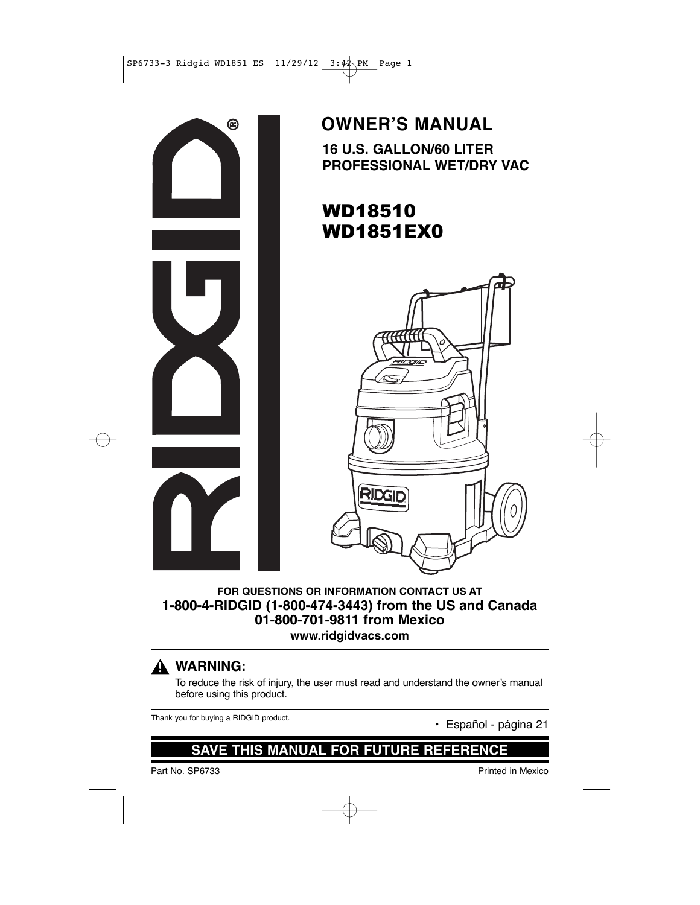# OWNER'S MANUAL

**16 U.S. GALLON/60 LITER PROFESSIONAL WET/DRY VAC**

## WD18510
## WD1851EX0

**FOR QUESTIONS OR INFORMATION CONTACT US AT**
**1-800-4-RIDGID (1-800-474-3443) from the US and Canada**
**01-800-701-9811 from Mexico**
**www.ridgidvacs.com**

## ⚠ WARNING:

To reduce the risk of injury, the user must read and understand the owner's manual before using this product.

Thank you for buying a RIDGID product.

- Español - página 21

## SAVE THIS MANUAL FOR FUTURE REFERENCE

Part No. SP6733

Printed in Mexico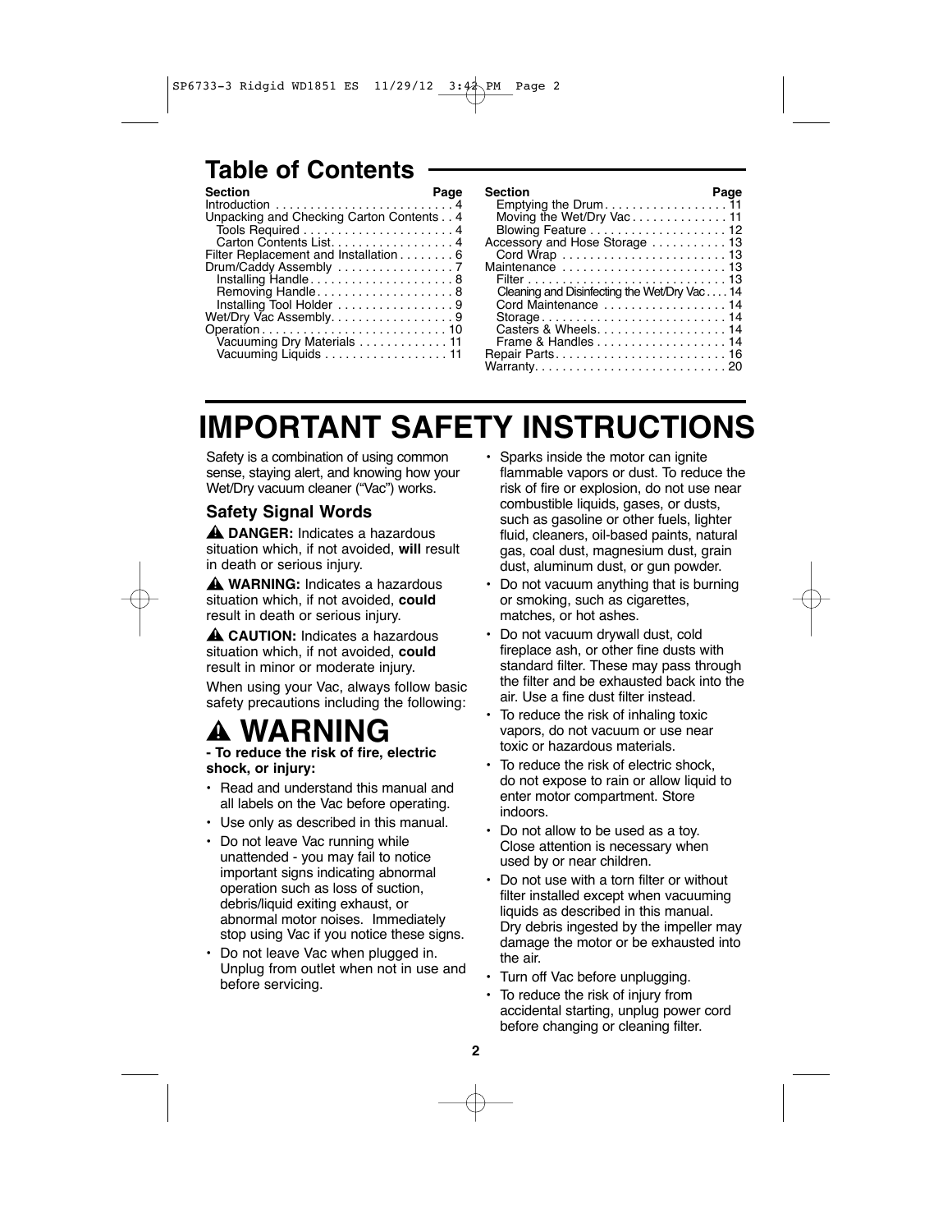## Table of Contents

| Section | Page |
|---|---|
| Introduction | 4 |
| Unpacking and Checking Carton Contents | 4 |
| Tools Required | 4 |
| Carton Contents List | 4 |
| Filter Replacement and Installation | 6 |
| Drum/Caddy Assembly | 7 |
| Installing Handle | 8 |
| Removing Handle | 8 |
| Installing Tool Holder | 9 |
| Wet/Dry Vac Assembly | 9 |
| Operation | 10 |
| Vacuuming Dry Materials | 11 |
| Vacuuming Liquids | 11 |
| Emptying the Drum | 11 |
| Moving the Wet/Dry Vac | 11 |
| Blowing Feature | 12 |
| Accessory and Hose Storage | 13 |
| Cord Wrap | 13 |
| Maintenance | 13 |
| Filter | 13 |
| Cleaning and Disinfecting the Wet/Dry Vac | 14 |
| Cord Maintenance | 14 |
| Storage | 14 |
| Casters & Wheels | 14 |
| Frame & Handles | 14 |
| Repair Parts | 16 |
| Warranty | 20 |

# IMPORTANT SAFETY INSTRUCTIONS

Safety is a combination of using common sense, staying alert, and knowing how your Wet/Dry vacuum cleaner ("Vac") works.

### Safety Signal Words

⚠ **DANGER:** Indicates a hazardous situation which, if not avoided, **will** result in death or serious injury.

⚠ **WARNING:** Indicates a hazardous situation which, if not avoided, **could** result in death or serious injury.

⚠ **CAUTION:** Indicates a hazardous situation which, if not avoided, **could** result in minor or moderate injury.

When using your Vac, always follow basic safety precautions including the following:

## ⚠ WARNING

**- To reduce the risk of fire, electric shock, or injury:**

- Read and understand this manual and all labels on the Vac before operating.
- Use only as described in this manual.
- Do not leave Vac running while unattended - you may fail to notice important signs indicating abnormal operation such as loss of suction, debris/liquid exiting exhaust, or abnormal motor noises. Immediately stop using Vac if you notice these signs.
- Do not leave Vac when plugged in. Unplug from outlet when not in use and before servicing.
- Sparks inside the motor can ignite flammable vapors or dust. To reduce the risk of fire or explosion, do not use near combustible liquids, gases, or dusts, such as gasoline or other fuels, lighter fluid, cleaners, oil-based paints, natural gas, coal dust, magnesium dust, grain dust, aluminum dust, or gun powder.
- Do not vacuum anything that is burning or smoking, such as cigarettes, matches, or hot ashes.
- Do not vacuum drywall dust, cold fireplace ash, or other fine dusts with standard filter. These may pass through the filter and be exhausted back into the air. Use a fine dust filter instead.
- To reduce the risk of inhaling toxic vapors, do not vacuum or use near toxic or hazardous materials.
- To reduce the risk of electric shock, do not expose to rain or allow liquid to enter motor compartment. Store indoors.
- Do not allow to be used as a toy. Close attention is necessary when used by or near children.
- Do not use with a torn filter or without filter installed except when vacuuming liquids as described in this manual. Dry debris ingested by the impeller may damage the motor or be exhausted into the air.
- Turn off Vac before unplugging.
- To reduce the risk of injury from accidental starting, unplug power cord before changing or cleaning filter.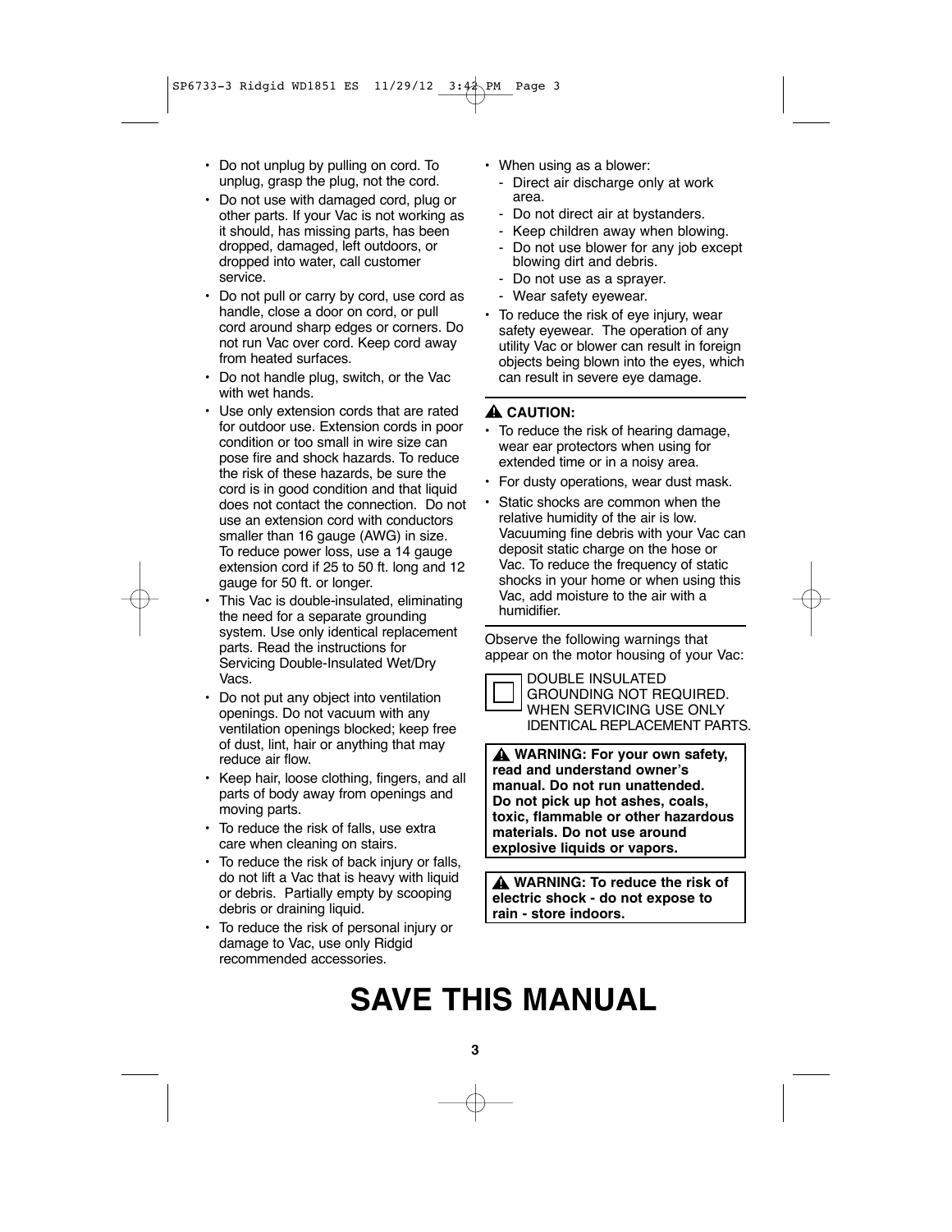- Do not unplug by pulling on cord. To unplug, grasp the plug, not the cord.
- Do not use with damaged cord, plug or other parts. If your Vac is not working as it should, has missing parts, has been dropped, damaged, left outdoors, or dropped into water, call customer service.
- Do not pull or carry by cord, use cord as handle, close a door on cord, or pull cord around sharp edges or corners. Do not run Vac over cord. Keep cord away from heated surfaces.
- Do not handle plug, switch, or the Vac with wet hands.
- Use only extension cords that are rated for outdoor use. Extension cords in poor condition or too small in wire size can pose fire and shock hazards. To reduce the risk of these hazards, be sure the cord is in good condition and that liquid does not contact the connection. Do not use an extension cord with conductors smaller than 16 gauge (AWG) in size. To reduce power loss, use a 14 gauge extension cord if 25 to 50 ft. long and 12 gauge for 50 ft. or longer.
- This Vac is double-insulated, eliminating the need for a separate grounding system. Use only identical replacement parts. Read the instructions for Servicing Double-Insulated Wet/Dry Vacs.
- Do not put any object into ventilation openings. Do not vacuum with any ventilation openings blocked; keep free of dust, lint, hair or anything that may reduce air flow.
- Keep hair, loose clothing, fingers, and all parts of body away from openings and moving parts.
- To reduce the risk of falls, use extra care when cleaning on stairs.
- To reduce the risk of back injury or falls, do not lift a Vac that is heavy with liquid or debris. Partially empty by scooping debris or draining liquid.
- To reduce the risk of personal injury or damage to Vac, use only Ridgid recommended accessories.
- When using as a blower:
  - Direct air discharge only at work area.
  - Do not direct air at bystanders.
  - Keep children away when blowing.
  - Do not use blower for any job except blowing dirt and debris.
  - Do not use as a sprayer.
  - Wear safety eyewear.
- To reduce the risk of eye injury, wear safety eyewear. The operation of any utility Vac or blower can result in foreign objects being blown into the eyes, which can result in severe eye damage.

**⚠ CAUTION:**

- To reduce the risk of hearing damage, wear ear protectors when using for extended time or in a noisy area.
- For dusty operations, wear dust mask.
- Static shocks are common when the relative humidity of the air is low. Vacuuming fine debris with your Vac can deposit static charge on the hose or Vac. To reduce the frequency of static shocks in your home or when using this Vac, add moisture to the air with a humidifier.

Observe the following warnings that appear on the motor housing of your Vac:

DOUBLE INSULATED
GROUNDING NOT REQUIRED.
WHEN SERVICING USE ONLY
IDENTICAL REPLACEMENT PARTS.

**⚠ WARNING: For your own safety, read and understand owner's manual. Do not run unattended. Do not pick up hot ashes, coals, toxic, flammable or other hazardous materials. Do not use around explosive liquids or vapors.**

**⚠ WARNING: To reduce the risk of electric shock - do not expose to rain - store indoors.**

# SAVE THIS MANUAL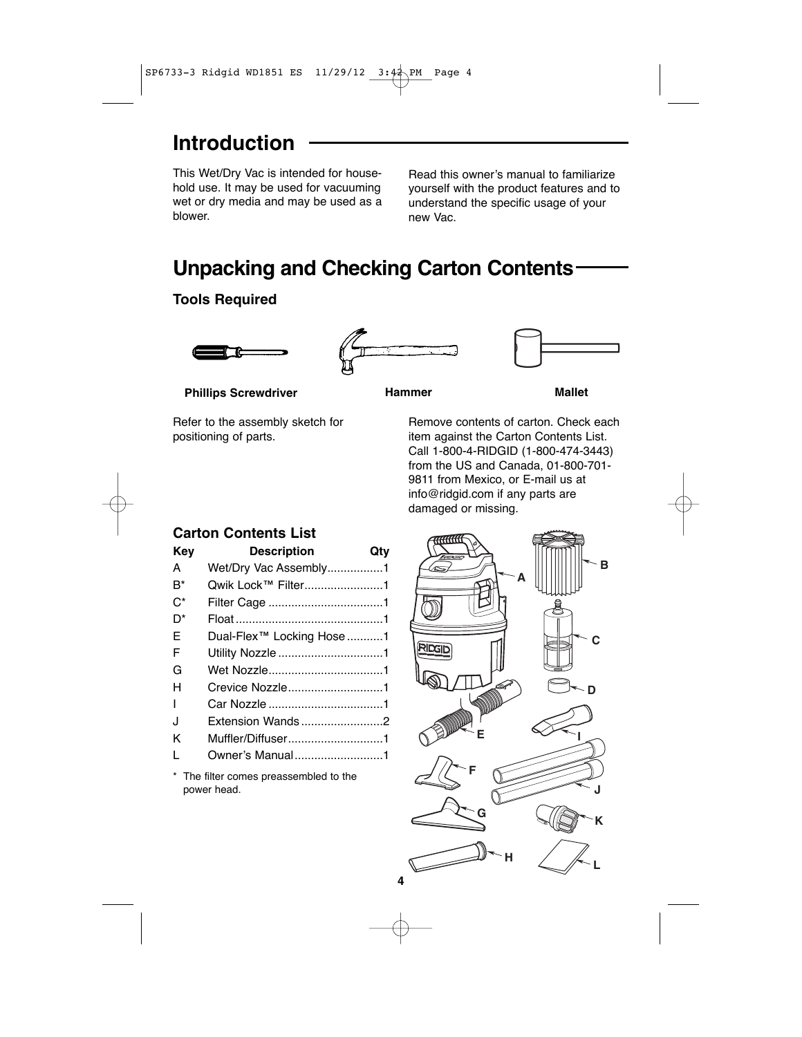# Introduction

This Wet/Dry Vac is intended for household use. It may be used for vacuuming wet or dry media and may be used as a blower.

Read this owner's manual to familiarize yourself with the product features and to understand the specific usage of your new Vac.

# Unpacking and Checking Carton Contents

## Tools Required

**Phillips Screwdriver** **Hammer** **Mallet**

Refer to the assembly sketch for positioning of parts.

Remove contents of carton. Check each item against the Carton Contents List. Call 1-800-4-RIDGID (1-800-474-3443) from the US and Canada, 01-800-701-9811 from Mexico, or E-mail us at info@ridgid.com if any parts are damaged or missing.

## Carton Contents List

| Key | Description | Qty |
|---|---|---|
| A | Wet/Dry Vac Assembly | 1 |
| B* | Qwik Lock™ Filter | 1 |
| C* | Filter Cage | 1 |
| D* | Float | 1 |
| E | Dual-Flex™ Locking Hose | 1 |
| F | Utility Nozzle | 1 |
| G | Wet Nozzle | 1 |
| H | Crevice Nozzle | 1 |
| I | Car Nozzle | 1 |
| J | Extension Wands | 2 |
| K | Muffler/Diffuser | 1 |
| L | Owner's Manual | 1 |

\* The filter comes preassembled to the power head.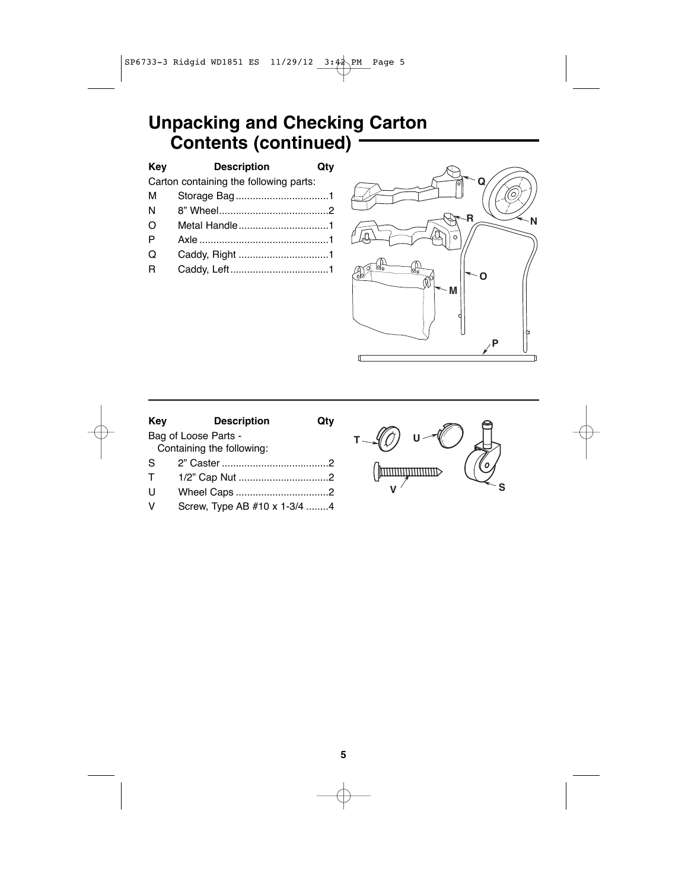## Unpacking and Checking Carton Contents (continued)

| Key | Description | Qty |
| --- | --- | --- |
| Carton containing the following parts: | | |
| M | Storage Bag | 1 |
| N | 8" Wheel | 2 |
| O | Metal Handle | 1 |
| P | Axle | 1 |
| Q | Caddy, Right | 1 |
| R | Caddy, Left | 1 |

| Key | Description | Qty |
| --- | --- | --- |
| Bag of Loose Parts - Containing the following: | | |
| S | 2" Caster | 2 |
| T | 1/2" Cap Nut | 2 |
| U | Wheel Caps | 2 |
| V | Screw, Type AB #10 x 1-3/4 | 4 |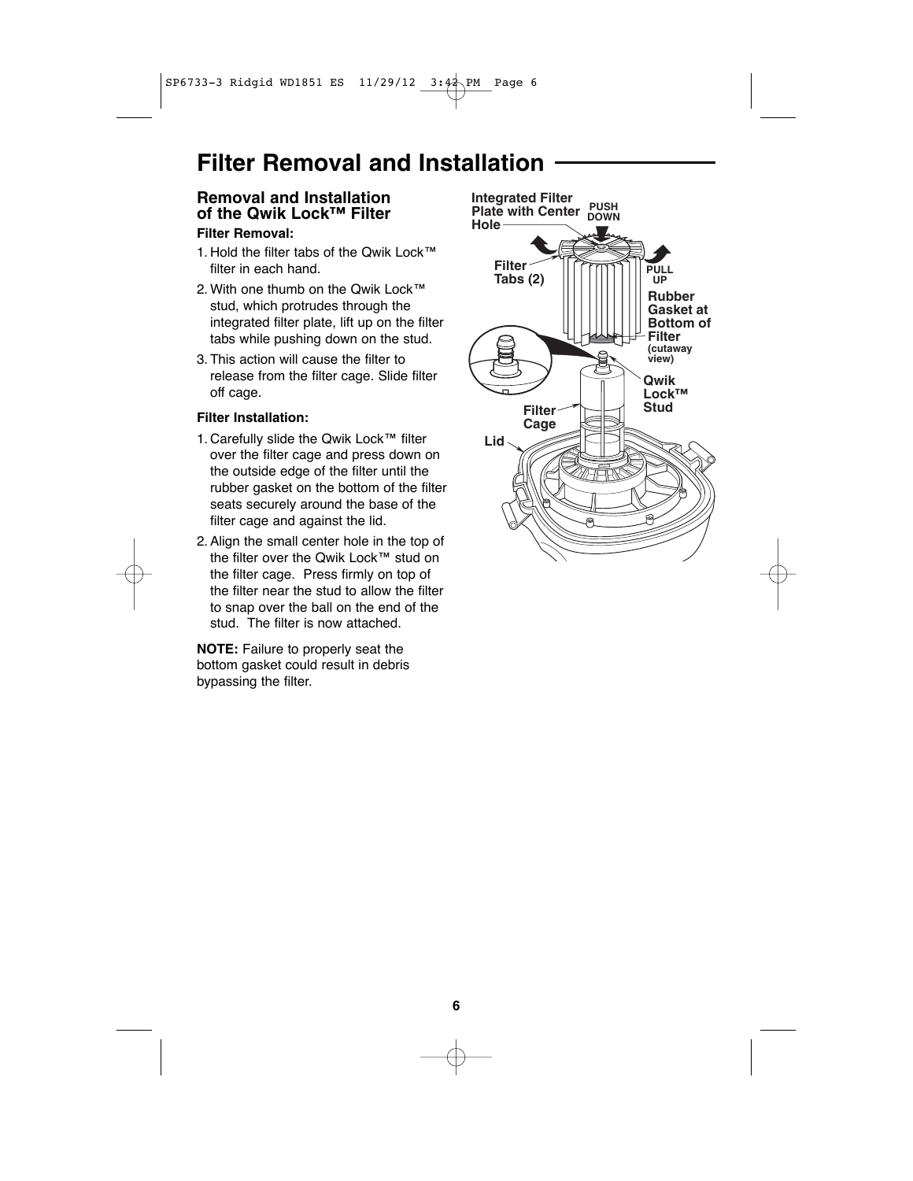# Filter Removal and Installation

## Removal and Installation of the Qwik Lock™ Filter

**Filter Removal:**

1. Hold the filter tabs of the Qwik Lock™ filter in each hand.
2. With one thumb on the Qwik Lock™ stud, which protrudes through the integrated filter plate, lift up on the filter tabs while pushing down on the stud.
3. This action will cause the filter to release from the filter cage. Slide filter off cage.

**Filter Installation:**

1. Carefully slide the Qwik Lock™ filter over the filter cage and press down on the outside edge of the filter until the rubber gasket on the bottom of the filter seats securely around the base of the filter cage and against the lid.
2. Align the small center hole in the top of the filter over the Qwik Lock™ stud on the filter cage. Press firmly on top of the filter near the stud to allow the filter to snap over the ball on the end of the stud. The filter is now attached.

**NOTE:** Failure to properly seat the bottom gasket could result in debris bypassing the filter.

Integrated Filter Plate with Center Hole

PUSH DOWN

Filter Tabs (2)

PULL UP

Rubber Gasket at Bottom of Filter (cutaway view)

Qwik Lock™ Stud

Filter Cage

Lid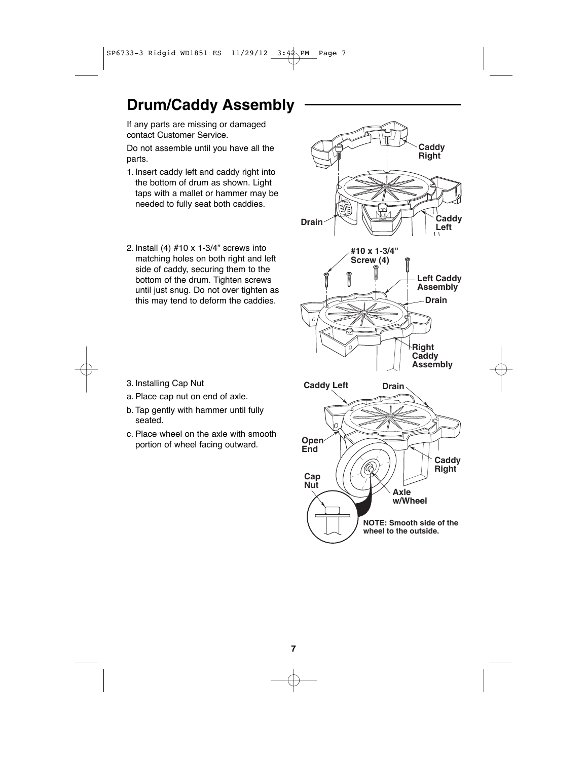## Drum/Caddy Assembly

If any parts are missing or damaged contact Customer Service.

Do not assemble until you have all the parts.

1. Insert caddy left and caddy right into the bottom of drum as shown. Light taps with a mallet or hammer may be needed to fully seat both caddies.

2. Install (4) #10 x 1-3/4" screws into matching holes on both right and left side of caddy, securing them to the bottom of the drum. Tighten screws until just snug. Do not over tighten as this may tend to deform the caddies.

3. Installing Cap Nut

a. Place cap nut on end of axle.

b. Tap gently with hammer until fully seated.

c. Place wheel on the axle with smooth portion of wheel facing outward.

Caddy Right

Drain

Caddy Left

#10 x 1-3/4" Screw (4)

Left Caddy Assembly

Drain

Right Caddy Assembly

Caddy Left

Drain

Open End

Caddy Right

Cap Nut

Axle w/Wheel

**NOTE: Smooth side of the wheel to the outside.**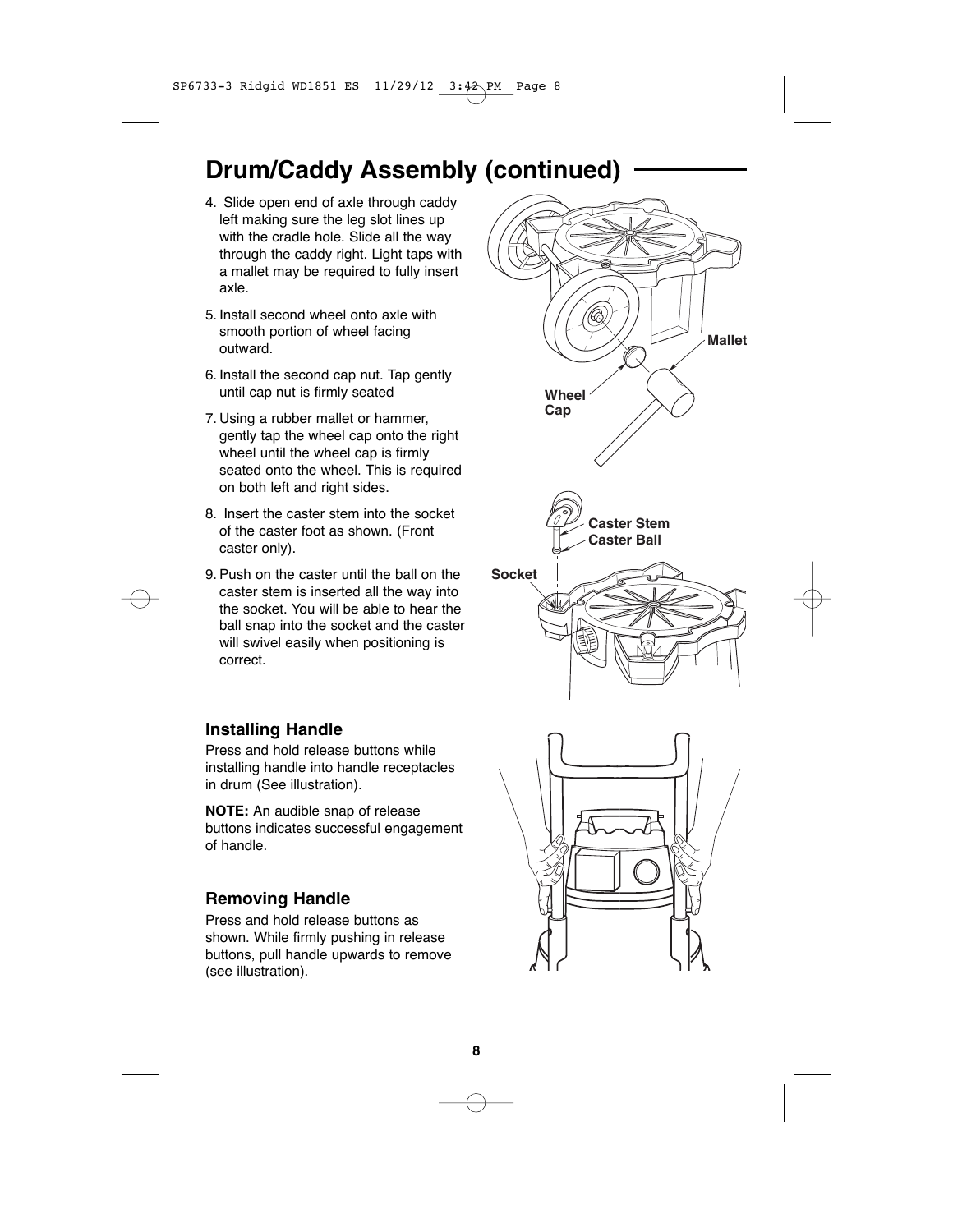## Drum/Caddy Assembly (continued)

4. Slide open end of axle through caddy left making sure the leg slot lines up with the cradle hole. Slide all the way through the caddy right. Light taps with a mallet may be required to fully insert axle.

5. Install second wheel onto axle with smooth portion of wheel facing outward.

6. Install the second cap nut. Tap gently until cap nut is firmly seated

7. Using a rubber mallet or hammer, gently tap the wheel cap onto the right wheel until the wheel cap is firmly seated onto the wheel. This is required on both left and right sides.

8. Insert the caster stem into the socket of the caster foot as shown. (Front caster only).

9. Push on the caster until the ball on the caster stem is inserted all the way into the socket. You will be able to hear the ball snap into the socket and the caster will swivel easily when positioning is correct.

Mallet

Wheel Cap

Caster Stem

Caster Ball

Socket

### Installing Handle

Press and hold release buttons while installing handle into handle receptacles in drum (See illustration).

**NOTE:** An audible snap of release buttons indicates successful engagement of handle.

### Removing Handle

Press and hold release buttons as shown. While firmly pushing in release buttons, pull handle upwards to remove (see illustration).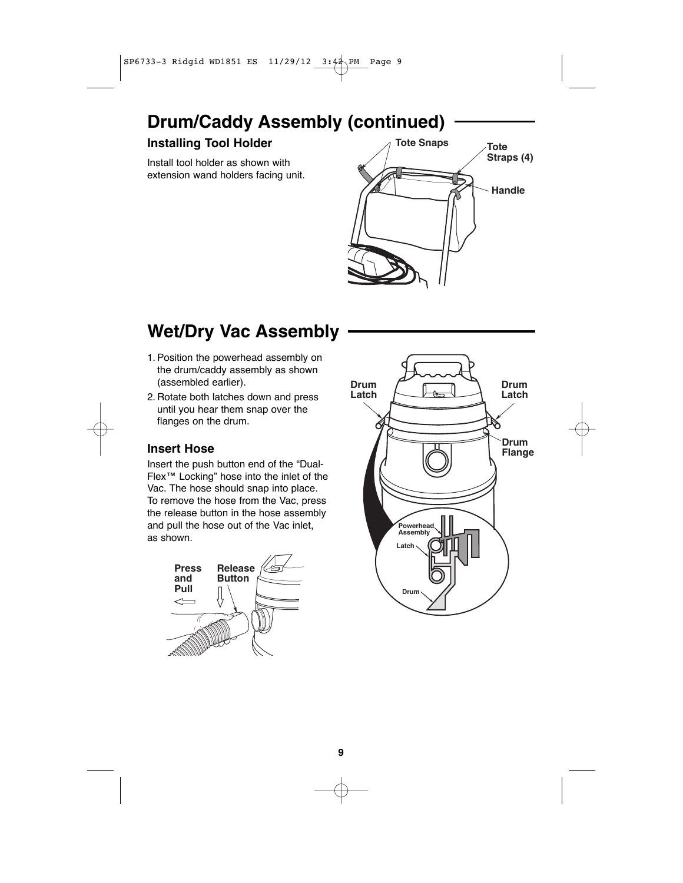## Drum/Caddy Assembly (continued)

### Installing Tool Holder

Install tool holder as shown with extension wand holders facing unit.

## Wet/Dry Vac Assembly

1. Position the powerhead assembly on the drum/caddy assembly as shown (assembled earlier).
2. Rotate both latches down and press until you hear them snap over the flanges on the drum.

### Insert Hose

Insert the push button end of the “Dual-Flex™ Locking” hose into the inlet of the Vac. The hose should snap into place. To remove the hose from the Vac, press the release button in the hose assembly and pull the hose out of the Vac inlet, as shown.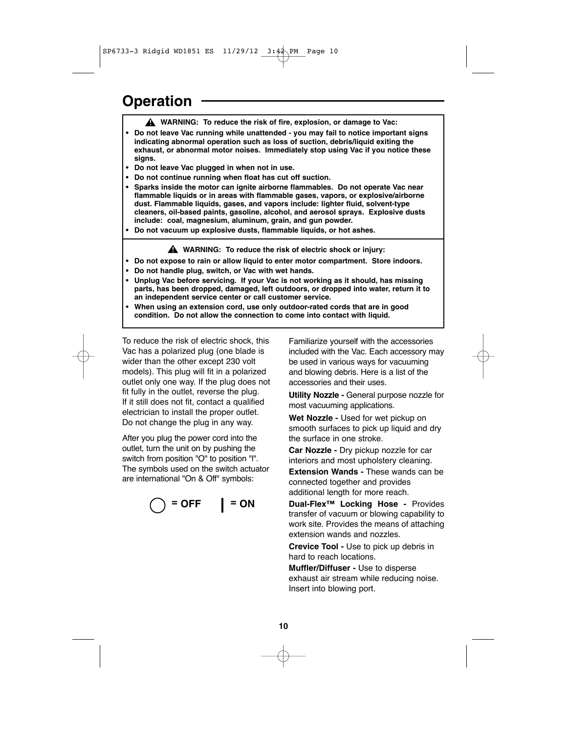# Operation

**⚠ WARNING: To reduce the risk of fire, explosion, or damage to Vac:**

- **Do not leave Vac running while unattended - you may fail to notice important signs indicating abnormal operation such as loss of suction, debris/liquid exiting the exhaust, or abnormal motor noises. Immediately stop using Vac if you notice these signs.**
- **Do not leave Vac plugged in when not in use.**
- **Do not continue running when float has cut off suction.**
- **Sparks inside the motor can ignite airborne flammables. Do not operate Vac near flammable liquids or in areas with flammable gases, vapors, or explosive/airborne dust. Flammable liquids, gases, and vapors include: lighter fluid, solvent-type cleaners, oil-based paints, gasoline, alcohol, and aerosol sprays. Explosive dusts include: coal, magnesium, aluminum, grain, and gun powder.**
- **Do not vacuum up explosive dusts, flammable liquids, or hot ashes.**

**⚠ WARNING: To reduce the risk of electric shock or injury:**

- **Do not expose to rain or allow liquid to enter motor compartment. Store indoors.**
- **Do not handle plug, switch, or Vac with wet hands.**
- **Unplug Vac before servicing. If your Vac is not working as it should, has missing parts, has been dropped, damaged, left outdoors, or dropped into water, return it to an independent service center or call customer service.**
- **When using an extension cord, use only outdoor-rated cords that are in good condition. Do not allow the connection to come into contact with liquid.**

To reduce the risk of electric shock, this Vac has a polarized plug (one blade is wider than the other except 230 volt models). This plug will fit in a polarized outlet only one way. If the plug does not fit fully in the outlet, reverse the plug. If it still does not fit, contact a qualified electrician to install the proper outlet. Do not change the plug in any way.

After you plug the power cord into the outlet, turn the unit on by pushing the switch from position "O" to position "I". The symbols used on the switch actuator are international "On & Off" symbols:

**◯ = OFF** **| = ON**

Familiarize yourself with the accessories included with the Vac. Each accessory may be used in various ways for vacuuming and blowing debris. Here is a list of the accessories and their uses.

**Utility Nozzle -** General purpose nozzle for most vacuuming applications.

**Wet Nozzle -** Used for wet pickup on smooth surfaces to pick up liquid and dry the surface in one stroke.

**Car Nozzle -** Dry pickup nozzle for car interiors and most upholstery cleaning.

**Extension Wands -** These wands can be connected together and provides additional length for more reach.

**Dual-Flex™ Locking Hose -** Provides transfer of vacuum or blowing capability to work site. Provides the means of attaching extension wands and nozzles.

**Crevice Tool -** Use to pick up debris in hard to reach locations.

**Muffler/Diffuser -** Use to disperse exhaust air stream while reducing noise. Insert into blowing port.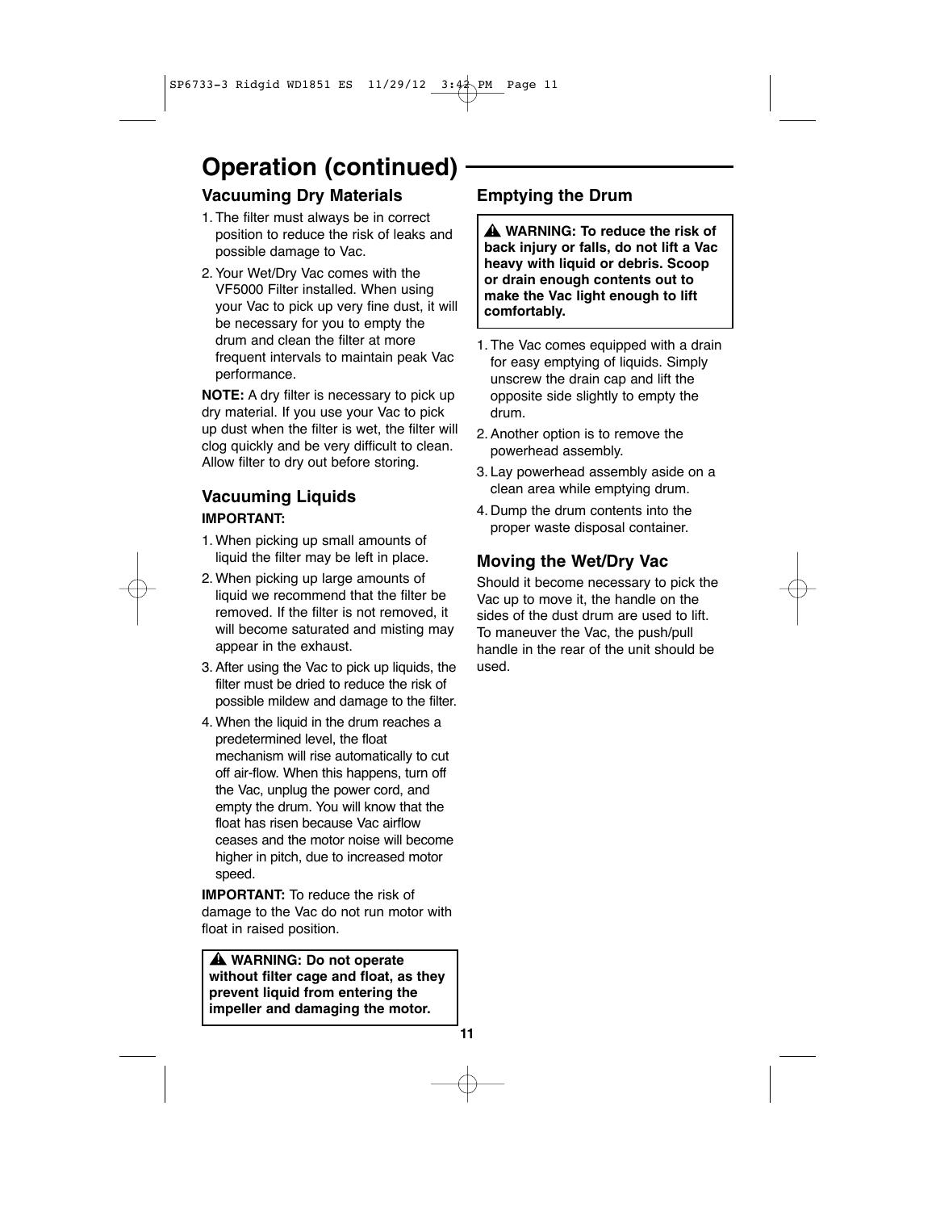# Operation (continued)

## Vacuuming Dry Materials

1. The filter must always be in correct position to reduce the risk of leaks and possible damage to Vac.
2. Your Wet/Dry Vac comes with the VF5000 Filter installed. When using your Vac to pick up very fine dust, it will be necessary for you to empty the drum and clean the filter at more frequent intervals to maintain peak Vac performance.

**NOTE:** A dry filter is necessary to pick up dry material. If you use your Vac to pick up dust when the filter is wet, the filter will clog quickly and be very difficult to clean. Allow filter to dry out before storing.

## Vacuuming Liquids

**IMPORTANT:**

1. When picking up small amounts of liquid the filter may be left in place.
2. When picking up large amounts of liquid we recommend that the filter be removed. If the filter is not removed, it will become saturated and misting may appear in the exhaust.
3. After using the Vac to pick up liquids, the filter must be dried to reduce the risk of possible mildew and damage to the filter.
4. When the liquid in the drum reaches a predetermined level, the float mechanism will rise automatically to cut off air-flow. When this happens, turn off the Vac, unplug the power cord, and empty the drum. You will know that the float has risen because Vac airflow ceases and the motor noise will become higher in pitch, due to increased motor speed.

**IMPORTANT:** To reduce the risk of damage to the Vac do not run motor with float in raised position.

> **⚠ WARNING: Do not operate without filter cage and float, as they prevent liquid from entering the impeller and damaging the motor.**

## Emptying the Drum

> **⚠ WARNING: To reduce the risk of back injury or falls, do not lift a Vac heavy with liquid or debris. Scoop or drain enough contents out to make the Vac light enough to lift comfortably.**

1. The Vac comes equipped with a drain for easy emptying of liquids. Simply unscrew the drain cap and lift the opposite side slightly to empty the drum.
2. Another option is to remove the powerhead assembly.
3. Lay powerhead assembly aside on a clean area while emptying drum.
4. Dump the drum contents into the proper waste disposal container.

## Moving the Wet/Dry Vac

Should it become necessary to pick the Vac up to move it, the handle on the sides of the dust drum are used to lift. To maneuver the Vac, the push/pull handle in the rear of the unit should be used.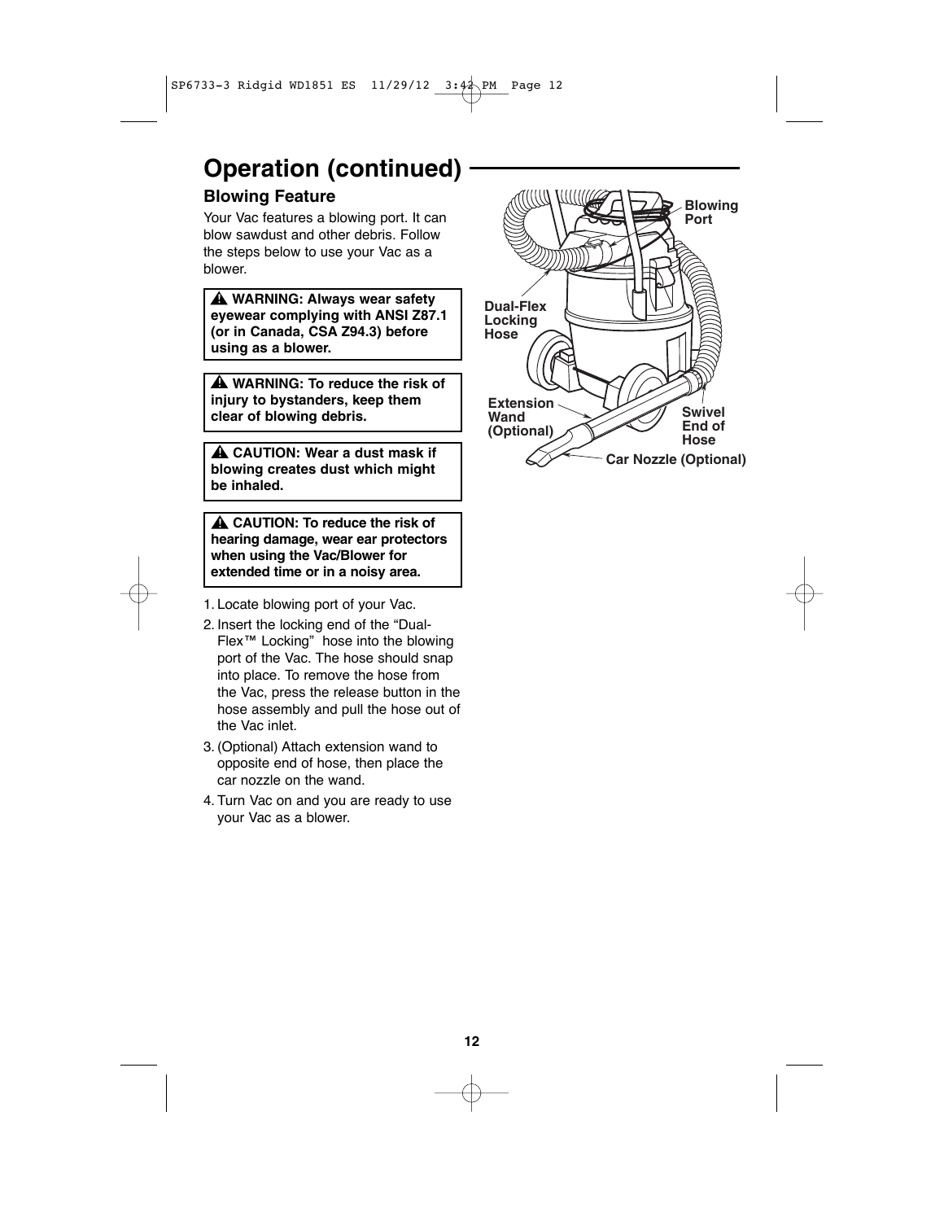## Operation (continued)

### Blowing Feature

Your Vac features a blowing port. It can blow sawdust and other debris. Follow the steps below to use your Vac as a blower.

**⚠ WARNING: Always wear safety eyewear complying with ANSI Z87.1 (or in Canada, CSA Z94.3) before using as a blower.**

**⚠ WARNING: To reduce the risk of injury to bystanders, keep them clear of blowing debris.**

**⚠ CAUTION: Wear a dust mask if blowing creates dust which might be inhaled.**

**⚠ CAUTION: To reduce the risk of hearing damage, wear ear protectors when using the Vac/Blower for extended time or in a noisy area.**

1. Locate blowing port of your Vac.
2. Insert the locking end of the "Dual-Flex™ Locking" hose into the blowing port of the Vac. The hose should snap into place. To remove the hose from the Vac, press the release button in the hose assembly and pull the hose out of the Vac inlet.
3. (Optional) Attach extension wand to opposite end of hose, then place the car nozzle on the wand.
4. Turn Vac on and you are ready to use your Vac as a blower.

Blowing Port

Dual-Flex Locking Hose

Extension Wand (Optional)

Swivel End of Hose

Car Nozzle (Optional)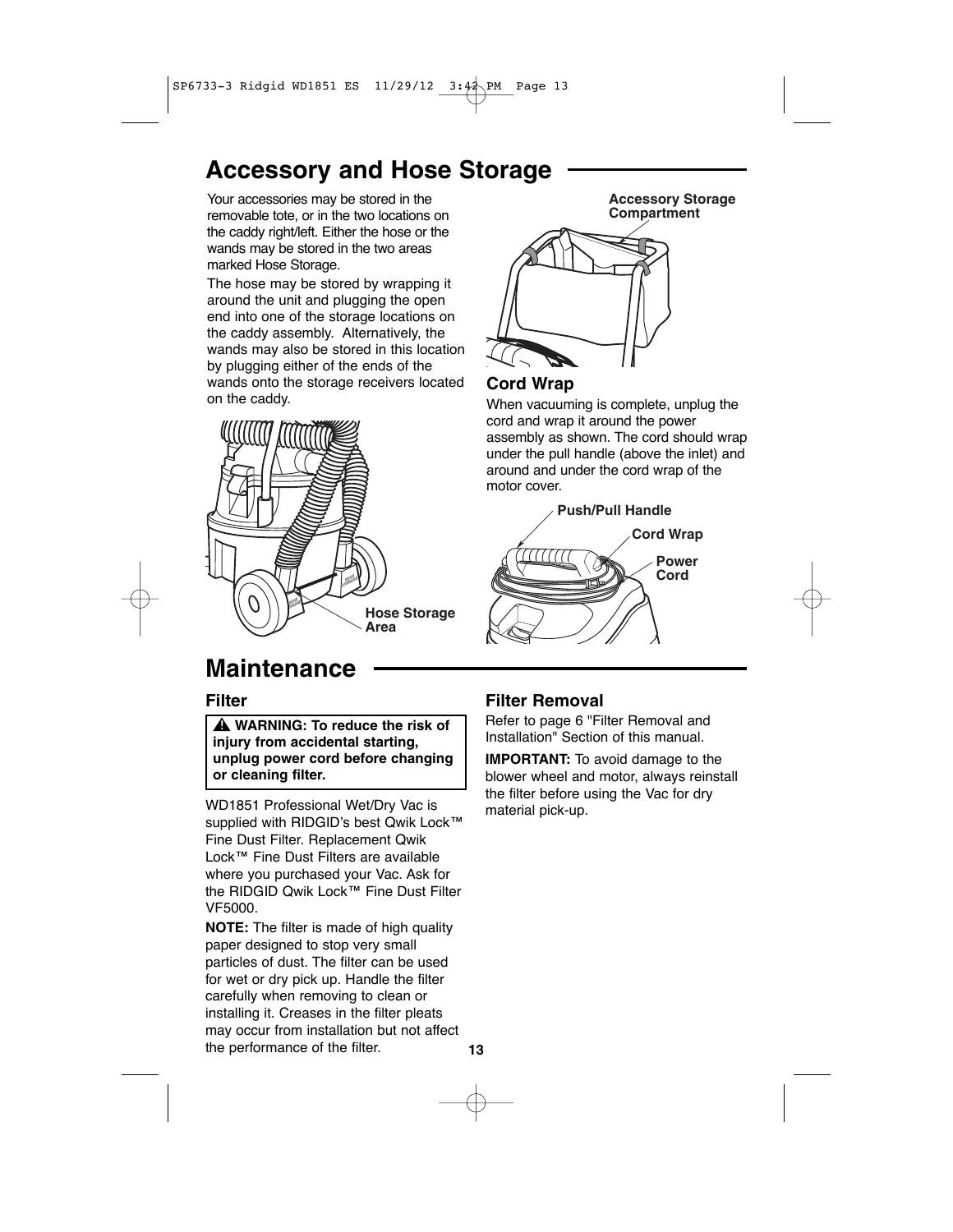## Accessory and Hose Storage

Your accessories may be stored in the removable tote, or in the two locations on the caddy right/left. Either the hose or the wands may be stored in the two areas marked Hose Storage.

The hose may be stored by wrapping it around the unit and plugging the open end into one of the storage locations on the caddy assembly. Alternatively, the wands may also be stored in this location by plugging either of the ends of the wands onto the storage receivers located on the caddy.

Hose Storage Area

Accessory Storage Compartment

### Cord Wrap

When vacuuming is complete, unplug the cord and wrap it around the power assembly as shown. The cord should wrap under the pull handle (above the inlet) and around and under the cord wrap of the motor cover.

Push/Pull Handle

Cord Wrap

Power Cord

## Maintenance

### Filter

> ⚠ **WARNING: To reduce the risk of injury from accidental starting, unplug power cord before changing or cleaning filter.**

WD1851 Professional Wet/Dry Vac is supplied with RIDGID's best Qwik Lock™ Fine Dust Filter. Replacement Qwik Lock™ Fine Dust Filters are available where you purchased your Vac. Ask for the RIDGID Qwik Lock™ Fine Dust Filter VF5000.

**NOTE:** The filter is made of high quality paper designed to stop very small particles of dust. The filter can be used for wet or dry pick up. Handle the filter carefully when removing to clean or installing it. Creases in the filter pleats may occur from installation but not affect the performance of the filter.

### Filter Removal

Refer to page 6 "Filter Removal and Installation" Section of this manual.

**IMPORTANT:** To avoid damage to the blower wheel and motor, always reinstall the filter before using the Vac for dry material pick-up.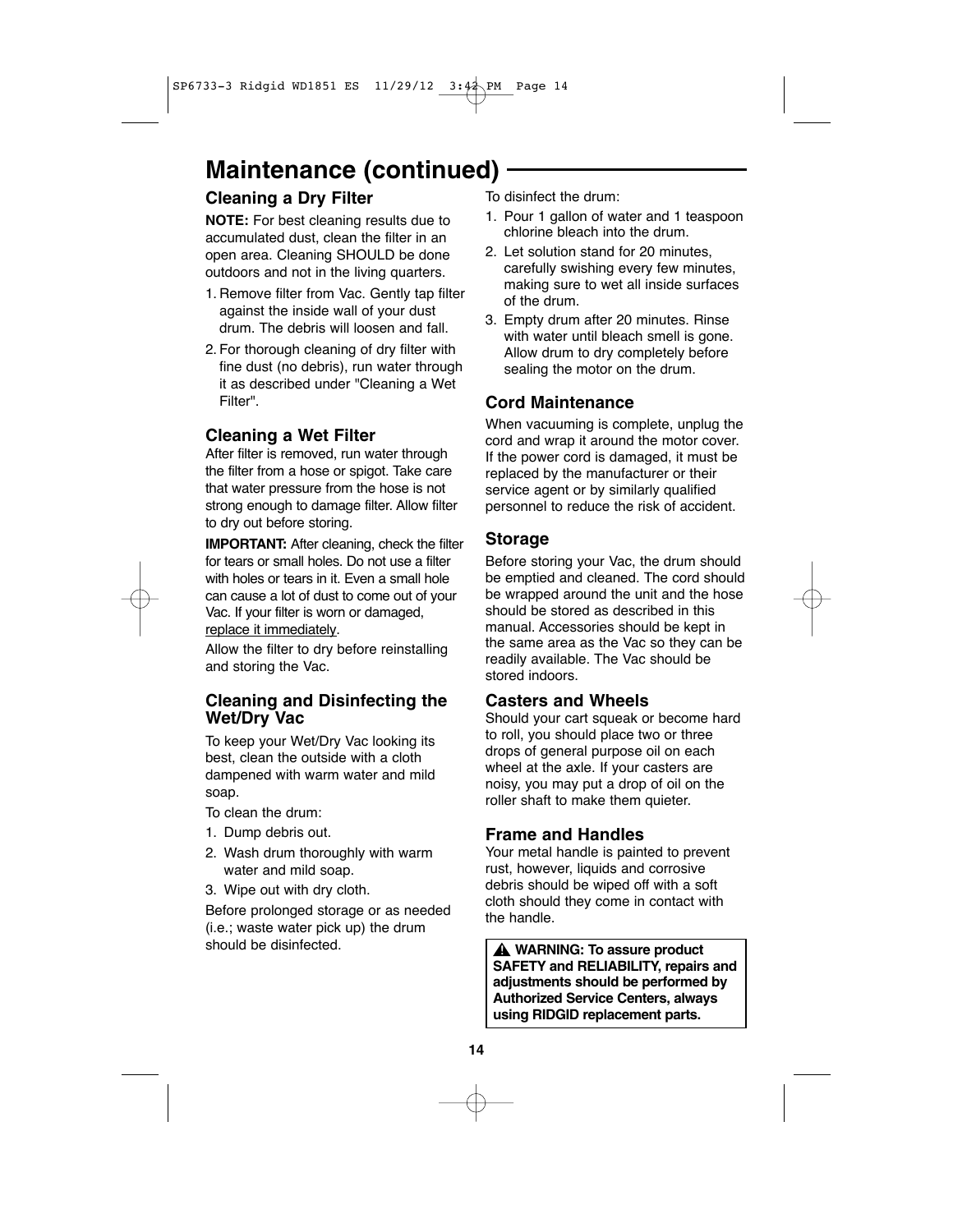# Maintenance (continued)

## Cleaning a Dry Filter

**NOTE:** For best cleaning results due to accumulated dust, clean the filter in an open area. Cleaning SHOULD be done outdoors and not in the living quarters.

1. Remove filter from Vac. Gently tap filter against the inside wall of your dust drum. The debris will loosen and fall.
2. For thorough cleaning of dry filter with fine dust (no debris), run water through it as described under "Cleaning a Wet Filter".

## Cleaning a Wet Filter

After filter is removed, run water through the filter from a hose or spigot. Take care that water pressure from the hose is not strong enough to damage filter. Allow filter to dry out before storing.

**IMPORTANT:** After cleaning, check the filter for tears or small holes. Do not use a filter with holes or tears in it. Even a small hole can cause a lot of dust to come out of your Vac. If your filter is worn or damaged, <u>replace it immediately</u>.

Allow the filter to dry before reinstalling and storing the Vac.

## Cleaning and Disinfecting the Wet/Dry Vac

To keep your Wet/Dry Vac looking its best, clean the outside with a cloth dampened with warm water and mild soap.

To clean the drum:

1. Dump debris out.
2. Wash drum thoroughly with warm water and mild soap.
3. Wipe out with dry cloth.

Before prolonged storage or as needed (i.e.; waste water pick up) the drum should be disinfected.

To disinfect the drum:

1. Pour 1 gallon of water and 1 teaspoon chlorine bleach into the drum.
2. Let solution stand for 20 minutes, carefully swishing every few minutes, making sure to wet all inside surfaces of the drum.
3. Empty drum after 20 minutes. Rinse with water until bleach smell is gone. Allow drum to dry completely before sealing the motor on the drum.

## Cord Maintenance

When vacuuming is complete, unplug the cord and wrap it around the motor cover. If the power cord is damaged, it must be replaced by the manufacturer or their service agent or by similarly qualified personnel to reduce the risk of accident.

## Storage

Before storing your Vac, the drum should be emptied and cleaned. The cord should be wrapped around the unit and the hose should be stored as described in this manual. Accessories should be kept in the same area as the Vac so they can be readily available. The Vac should be stored indoors.

## Casters and Wheels

Should your cart squeak or become hard to roll, you should place two or three drops of general purpose oil on each wheel at the axle. If your casters are noisy, you may put a drop of oil on the roller shaft to make them quieter.

## Frame and Handles

Your metal handle is painted to prevent rust, however, liquids and corrosive debris should be wiped off with a soft cloth should they come in contact with the handle.

> ⚠ **WARNING: To assure product SAFETY and RELIABILITY, repairs and adjustments should be performed by Authorized Service Centers, always using RIDGID replacement parts.**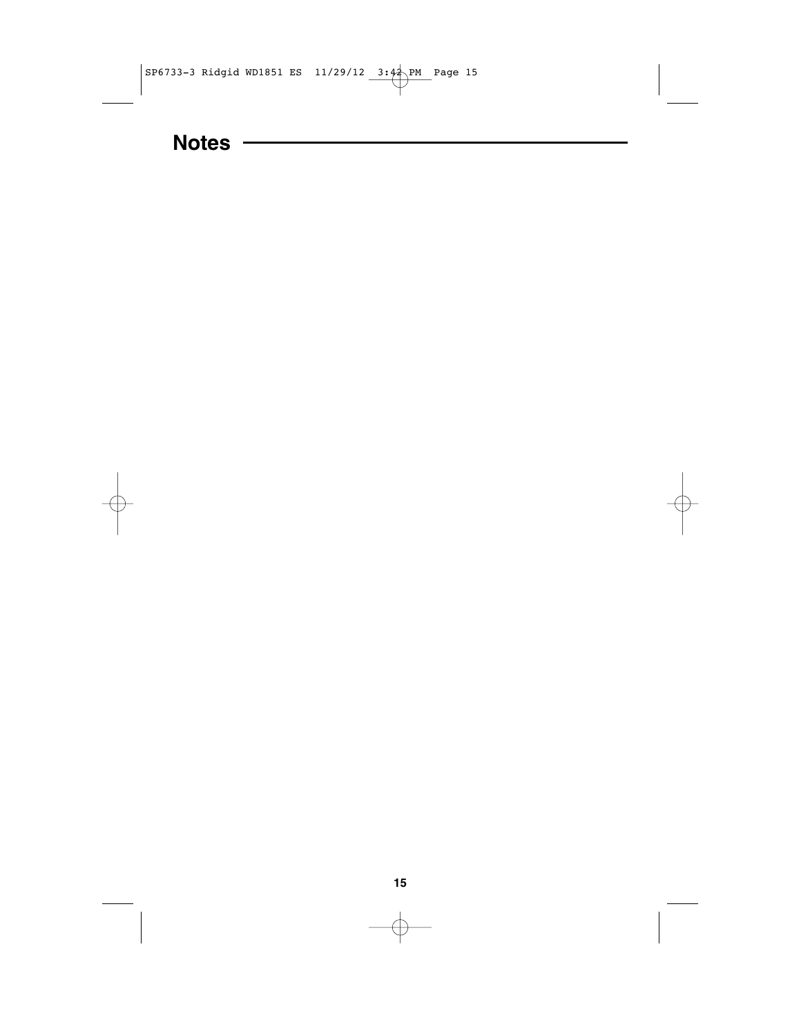## Notes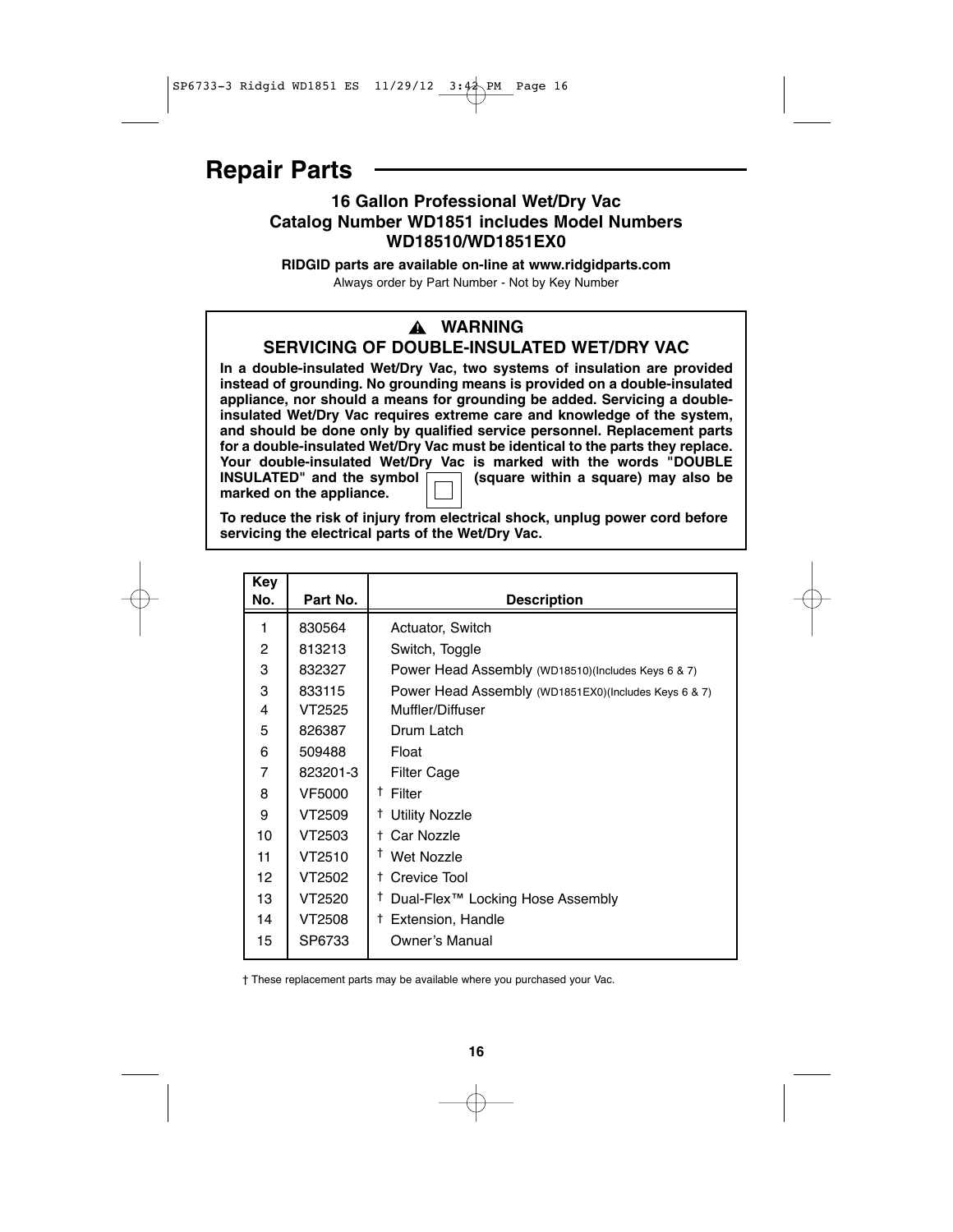# Repair Parts

### 16 Gallon Professional Wet/Dry Vac
### Catalog Number WD1851 includes Model Numbers WD18510/WD1851EX0

**RIDGID parts are available on-line at www.ridgidparts.com**

Always order by Part Number - Not by Key Number

> **⚠ WARNING**
>
> **SERVICING OF DOUBLE-INSULATED WET/DRY VAC**
>
> **In a double-insulated Wet/Dry Vac, two systems of insulation are provided instead of grounding. No grounding means is provided on a double-insulated appliance, nor should a means for grounding be added. Servicing a double-insulated Wet/Dry Vac requires extreme care and knowledge of the system, and should be done only by qualified service personnel. Replacement parts for a double-insulated Wet/Dry Vac must be identical to the parts they replace. Your double-insulated Wet/Dry Vac is marked with the words "DOUBLE INSULATED" and the symbol ▣ (square within a square) may also be marked on the appliance.**
>
> **To reduce the risk of injury from electrical shock, unplug power cord before servicing the electrical parts of the Wet/Dry Vac.**

| Key No. | Part No. | Description |
|---|---|---|
| 1 | 830564 | Actuator, Switch |
| 2 | 813213 | Switch, Toggle |
| 3 | 832327 | Power Head Assembly (WD18510)(Includes Keys 6 & 7) |
| 3 | 833115 | Power Head Assembly (WD1851EX0)(Includes Keys 6 & 7) |
| 4 | VT2525 | Muffler/Diffuser |
| 5 | 826387 | Drum Latch |
| 6 | 509488 | Float |
| 7 | 823201-3 | Filter Cage |
| 8 | VF5000 | † Filter |
| 9 | VT2509 | † Utility Nozzle |
| 10 | VT2503 | † Car Nozzle |
| 11 | VT2510 | † Wet Nozzle |
| 12 | VT2502 | † Crevice Tool |
| 13 | VT2520 | † Dual-Flex™ Locking Hose Assembly |
| 14 | VT2508 | † Extension, Handle |
| 15 | SP6733 | Owner's Manual |

† These replacement parts may be available where you purchased your Vac.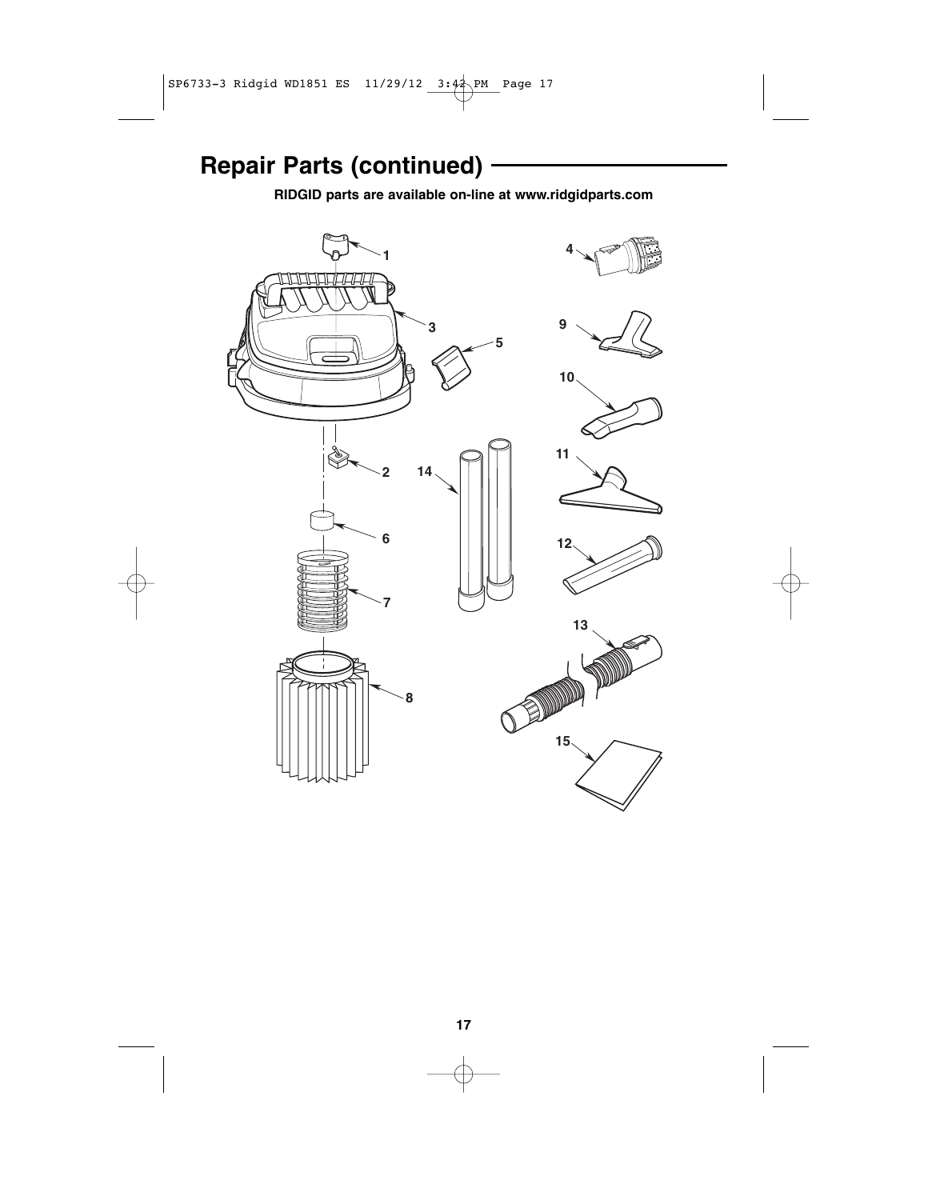## Repair Parts (continued)

**RIDGID parts are available on-line at www.ridgidparts.com**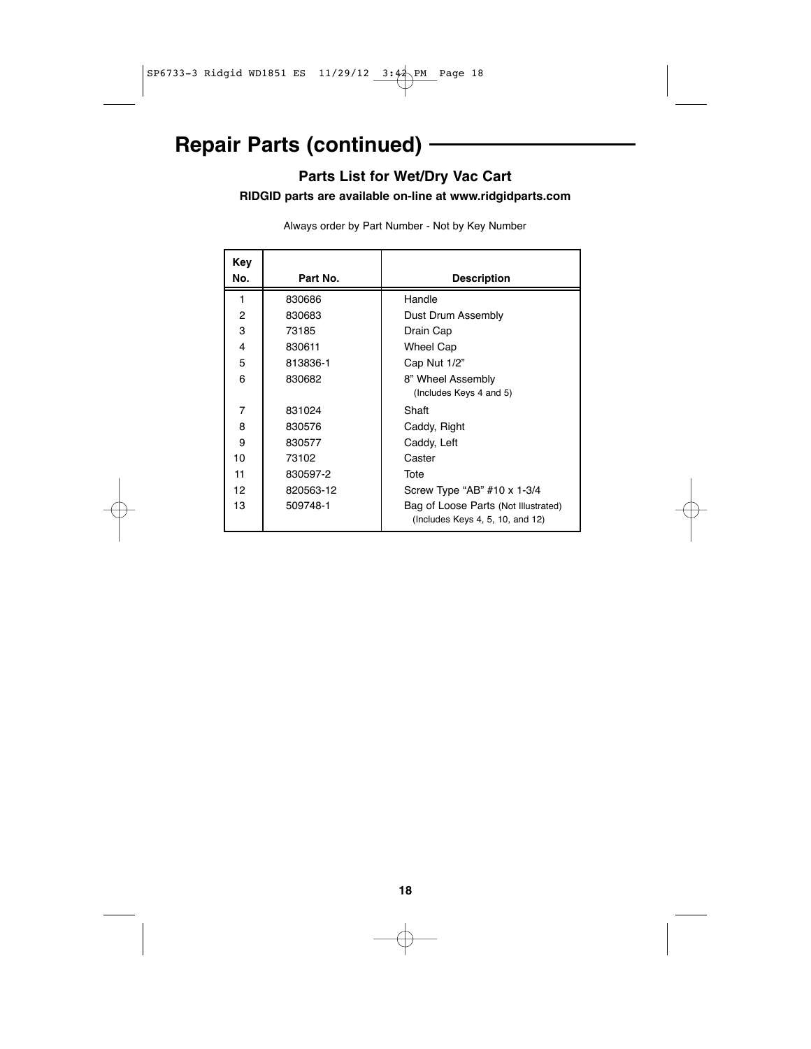# Repair Parts (continued)

## Parts List for Wet/Dry Vac Cart

**RIDGID parts are available on-line at www.ridgidparts.com**

Always order by Part Number - Not by Key Number

| Key No. | Part No. | Description |
|---|---|---|
| 1 | 830686 | Handle |
| 2 | 830683 | Dust Drum Assembly |
| 3 | 73185 | Drain Cap |
| 4 | 830611 | Wheel Cap |
| 5 | 813836-1 | Cap Nut 1/2" |
| 6 | 830682 | 8" Wheel Assembly (Includes Keys 4 and 5) |
| 7 | 831024 | Shaft |
| 8 | 830576 | Caddy, Right |
| 9 | 830577 | Caddy, Left |
| 10 | 73102 | Caster |
| 11 | 830597-2 | Tote |
| 12 | 820563-12 | Screw Type "AB" #10 x 1-3/4 |
| 13 | 509748-1 | Bag of Loose Parts (Not Illustrated) (Includes Keys 4, 5, 10, and 12) |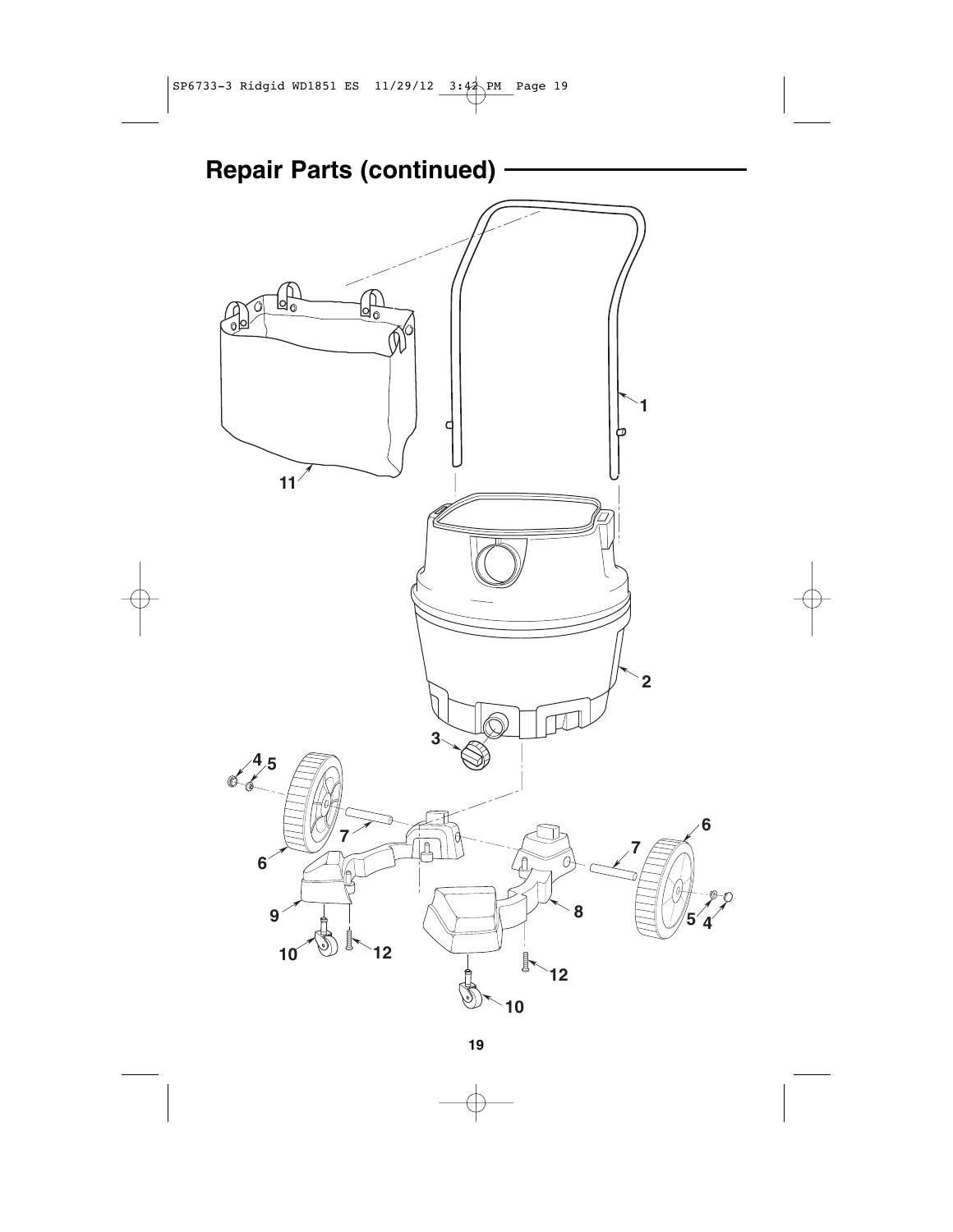## Repair Parts (continued)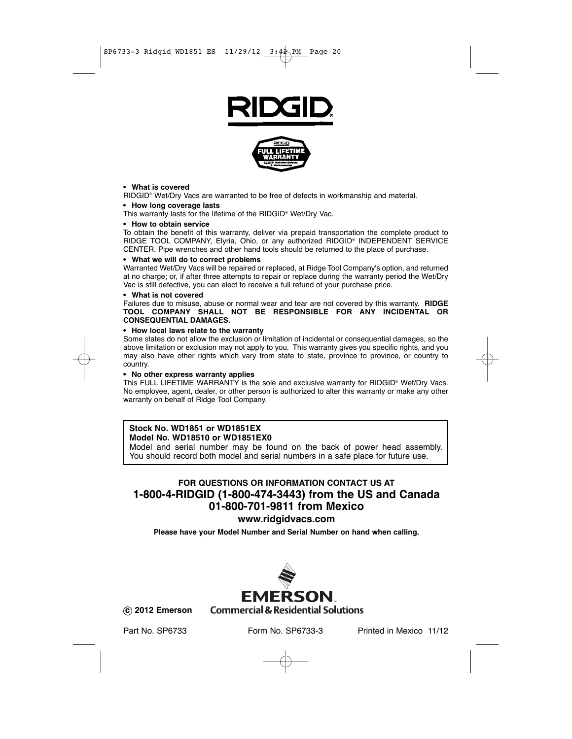# RIDGID®

**FULL LIFETIME WARRANTY**

- **What is covered**

RIDGID® Wet/Dry Vacs are warranted to be free of defects in workmanship and material.

- **How long coverage lasts**

This warranty lasts for the lifetime of the RIDGID® Wet/Dry Vac.

- **How to obtain service**

To obtain the benefit of this warranty, deliver via prepaid transportation the complete product to RIDGE TOOL COMPANY, Elyria, Ohio, or any authorized RIDGID® INDEPENDENT SERVICE CENTER. Pipe wrenches and other hand tools should be returned to the place of purchase.

- **What we will do to correct problems**

Warranted Wet/Dry Vacs will be repaired or replaced, at Ridge Tool Company's option, and returned at no charge; or, if after three attempts to repair or replace during the warranty period the Wet/Dry Vac is still defective, you can elect to receive a full refund of your purchase price.

- **What is not covered**

Failures due to misuse, abuse or normal wear and tear are not covered by this warranty. **RIDGE TOOL COMPANY SHALL NOT BE RESPONSIBLE FOR ANY INCIDENTAL OR CONSEQUENTIAL DAMAGES.**

- **How local laws relate to the warranty**

Some states do not allow the exclusion or limitation of incidental or consequential damages, so the above limitation or exclusion may not apply to you. This warranty gives you specific rights, and you may also have other rights which vary from state to state, province to province, or country to country.

- **No other express warranty applies**

This FULL LIFETIME WARRANTY is the sole and exclusive warranty for RIDGID® Wet/Dry Vacs. No employee, agent, dealer, or other person is authorized to alter this warranty or make any other warranty on behalf of Ridge Tool Company.

**Stock No. WD1851 or WD1851EX**
**Model No. WD18510 or WD1851EX0**
Model and serial number may be found on the back of power head assembly. You should record both model and serial numbers in a safe place for future use.

**FOR QUESTIONS OR INFORMATION CONTACT US AT**

## 1-800-4-RIDGID (1-800-474-3443) from the US and Canada
## 01-800-701-9811 from Mexico

**www.ridgidvacs.com**

**Please have your Model Number and Serial Number on hand when calling.**

EMERSON. Commercial & Residential Solutions

© **2012 Emerson**

Part No. SP6733 Form No. SP6733-3 Printed in Mexico 11/12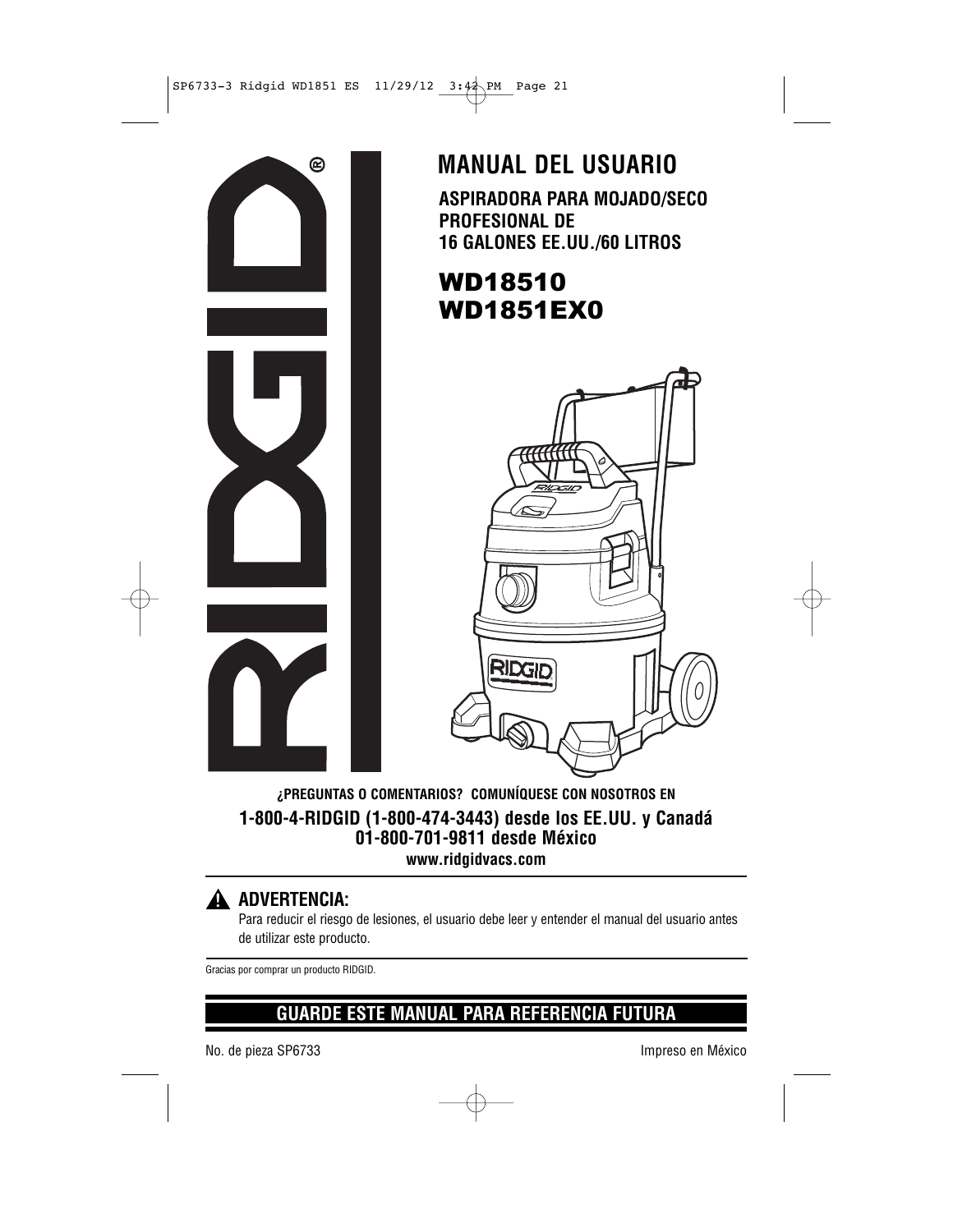# MANUAL DEL USUARIO

**ASPIRADORA PARA MOJADO/SECO PROFESIONAL DE 16 GALONES EE.UU./60 LITROS**

## WD18510
## WD1851EX0

**¿PREGUNTAS O COMENTARIOS? COMUNÍQUESE CON NOSOTROS EN**

**1-800-4-RIDGID (1-800-474-3443) desde los EE.UU. y Canadá**
**01-800-701-9811 desde México**
**www.ridgidvacs.com**

**⚠ ADVERTENCIA:**
Para reducir el riesgo de lesiones, el usuario debe leer y entender el manual del usuario antes de utilizar este producto.

Gracias por comprar un producto RIDGID.

## GUARDE ESTE MANUAL PARA REFERENCIA FUTURA

No. de pieza SP6733

Impreso en México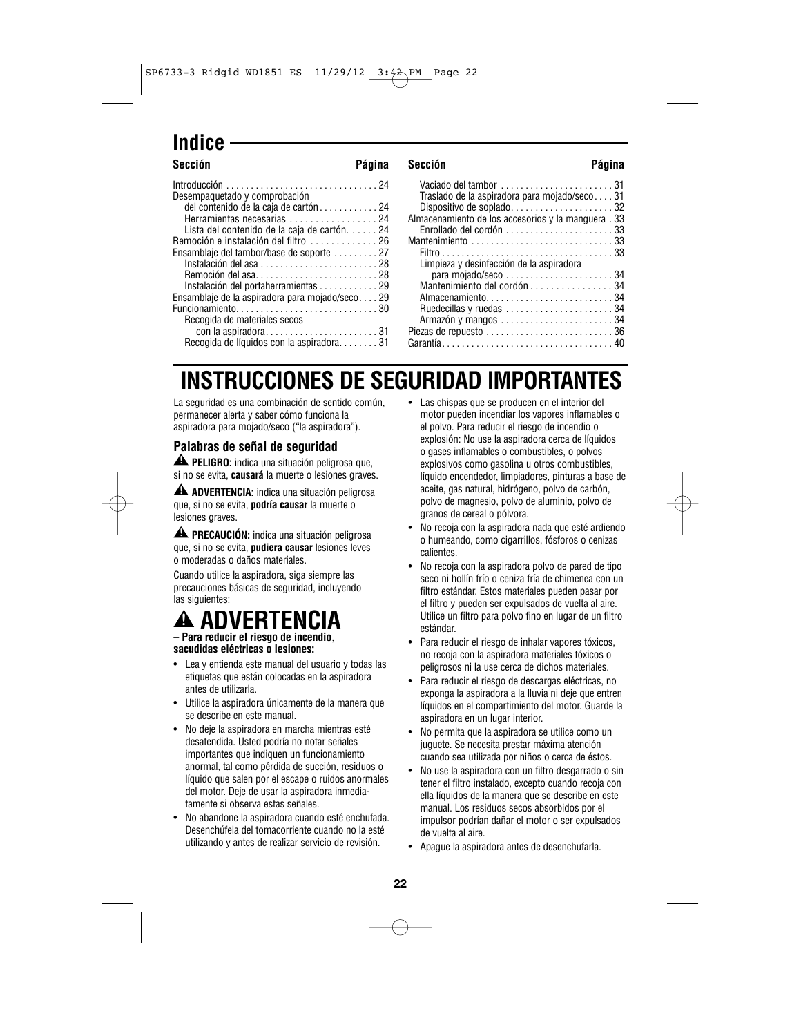# Indice

| Sección | Página |
|---|---|
| Introducción | 24 |
| Desempaquetado y comprobación del contenido de la caja de cartón | 24 |
| Herramientas necesarias | 24 |
| Lista del contenido de la caja de cartón | 24 |
| Remoción e instalación del filtro | 26 |
| Ensamblaje del tambor/base de soporte | 27 |
| Instalación del asa | 28 |
| Remoción del asa | 28 |
| Instalación del portaherramientas | 29 |
| Ensamblaje de la aspiradora para mojado/seco | 29 |
| Funcionamiento | 30 |
| Recogida de materiales secos con la aspiradora | 31 |
| Recogida de líquidos con la aspiradora | 31 |
| Vaciado del tambor | 31 |
| Traslado de la aspiradora para mojado/seco | 31 |
| Dispositivo de soplado | 32 |
| Almacenamiento de los accesorios y la manguera | 33 |
| Enrollado del cordón | 33 |
| Mantenimiento | 33 |
| Filtro | 33 |
| Limpieza y desinfección de la aspiradora para mojado/seco | 34 |
| Mantenimiento del cordón | 34 |
| Almacenamiento | 34 |
| Ruedecillas y ruedas | 34 |
| Armazón y mangos | 34 |
| Piezas de repuesto | 36 |
| Garantía | 40 |

# INSTRUCCIONES DE SEGURIDAD IMPORTANTES

La seguridad es una combinación de sentido común, permanecer alerta y saber cómo funciona la aspiradora para mojado/seco ("la aspiradora").

### Palabras de señal de seguridad

⚠ **PELIGRO:** indica una situación peligrosa que, si no se evita, **causará** la muerte o lesiones graves.

⚠ **ADVERTENCIA:** indica una situación peligrosa que, si no se evita, **podría causar** la muerte o lesiones graves.

⚠ **PRECAUCIÓN:** indica una situación peligrosa que, si no se evita, **pudiera causar** lesiones leves o moderadas o daños materiales.

Cuando utilice la aspiradora, siga siempre las precauciones básicas de seguridad, incluyendo las siguientes:

## ⚠ ADVERTENCIA

**– Para reducir el riesgo de incendio, sacudidas eléctricas o lesiones:**

- Lea y entienda este manual del usuario y todas las etiquetas que están colocadas en la aspiradora antes de utilizarla.
- Utilice la aspiradora únicamente de la manera que se describe en este manual.
- No deje la aspiradora en marcha mientras esté desatendida. Usted podría no notar señales importantes que indiquen un funcionamiento anormal, tal como pérdida de succión, residuos o líquido que salen por el escape o ruidos anormales del motor. Deje de usar la aspiradora inmediatamente si observa estas señales.
- No abandone la aspiradora cuando esté enchufada. Desenchúfela del tomacorriente cuando no la esté utilizando y antes de realizar servicio de revisión.
- Las chispas que se producen en el interior del motor pueden incendiar los vapores inflamables o el polvo. Para reducir el riesgo de incendio o explosión: No use la aspiradora cerca de líquidos o gases inflamables o combustibles, o polvos explosivos como gasolina u otros combustibles, líquido encendedor, limpiadores, pinturas a base de aceite, gas natural, hidrógeno, polvo de carbón, polvo de magnesio, polvo de aluminio, polvo de granos de cereal o pólvora.
- No recoja con la aspiradora nada que esté ardiendo o humeando, como cigarrillos, fósforos o cenizas calientes.
- No recoja con la aspiradora polvo de pared de tipo seco ni hollín frío o ceniza fría de chimenea con un filtro estándar. Estos materiales pueden pasar por el filtro y pueden ser expulsados de vuelta al aire. Utilice un filtro para polvo fino en lugar de un filtro estándar.
- Para reducir el riesgo de inhalar vapores tóxicos, no recoja con la aspiradora materiales tóxicos o peligrosos ni la use cerca de dichos materiales.
- Para reducir el riesgo de descargas eléctricas, no exponga la aspiradora a la lluvia ni deje que entren líquidos en el compartimiento del motor. Guarde la aspiradora en un lugar interior.
- No permita que la aspiradora se utilice como un juguete. Se necesita prestar máxima atención cuando sea utilizada por niños o cerca de éstos.
- No use la aspiradora con un filtro desgarrado o sin tener el filtro instalado, excepto cuando recoja con ella líquidos de la manera que se describe en este manual. Los residuos secos absorbidos por el impulsor podrían dañar el motor o ser expulsados de vuelta al aire.
- Apague la aspiradora antes de desenchufarla.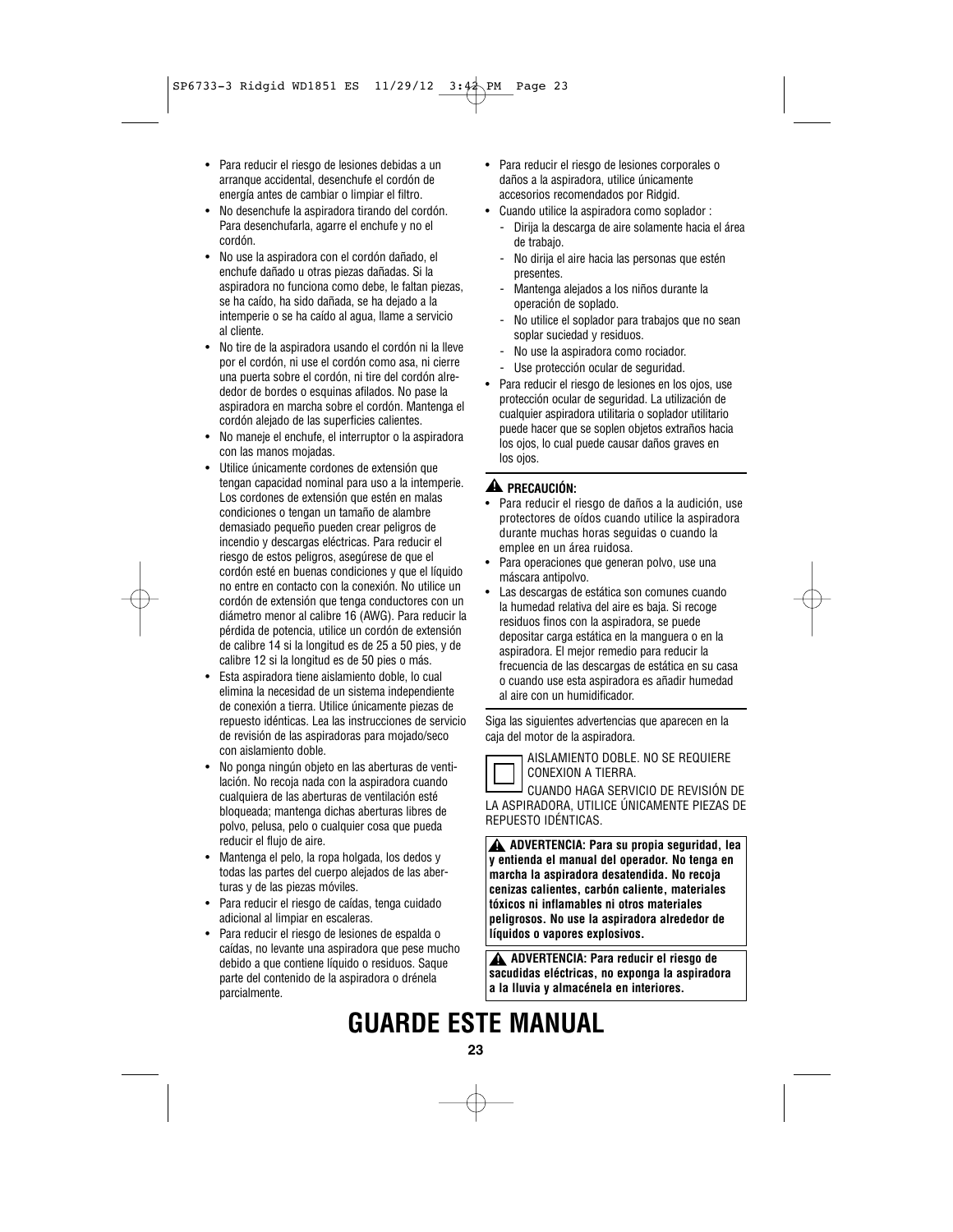- Para reducir el riesgo de lesiones debidas a un arranque accidental, desenchufe el cordón de energía antes de cambiar o limpiar el filtro.
- No desenchufe la aspiradora tirando del cordón. Para desenchufarla, agarre el enchufe y no el cordón.
- No use la aspiradora con el cordón dañado, el enchufe dañado u otras piezas dañadas. Si la aspiradora no funciona como debe, le faltan piezas, se ha caído, ha sido dañada, se ha dejado a la intemperie o se ha caído al agua, llame a servicio al cliente.
- No tire de la aspiradora usando el cordón ni la lleve por el cordón, ni use el cordón como asa, ni cierre una puerta sobre el cordón, ni tire del cordón alrededor de bordes o esquinas afilados. No pase la aspiradora en marcha sobre el cordón. Mantenga el cordón alejado de las superficies calientes.
- No maneje el enchufe, el interruptor o la aspiradora con las manos mojadas.
- Utilice únicamente cordones de extensión que tengan capacidad nominal para uso a la intemperie. Los cordones de extensión que estén en malas condiciones o tengan un tamaño de alambre demasiado pequeño pueden crear peligros de incendio y descargas eléctricas. Para reducir el riesgo de estos peligros, asegúrese de que el cordón esté en buenas condiciones y que el líquido no entre en contacto con la conexión. No utilice un cordón de extensión que tenga conductores con un diámetro menor al calibre 16 (AWG). Para reducir la pérdida de potencia, utilice un cordón de extensión de calibre 14 si la longitud es de 25 a 50 pies, y de calibre 12 si la longitud es de 50 pies o más.
- Esta aspiradora tiene aislamiento doble, lo cual elimina la necesidad de un sistema independiente de conexión a tierra. Utilice únicamente piezas de repuesto idénticas. Lea las instrucciones de servicio de revisión de las aspiradoras para mojado/seco con aislamiento doble.
- No ponga ningún objeto en las aberturas de ventilación. No recoja nada con la aspiradora cuando cualquiera de las aberturas de ventilación esté bloqueada; mantenga dichas aberturas libres de polvo, pelusa, pelo o cualquier cosa que pueda reducir el flujo de aire.
- Mantenga el pelo, la ropa holgada, los dedos y todas las partes del cuerpo alejados de las aberturas y de las piezas móviles.
- Para reducir el riesgo de caídas, tenga cuidado adicional al limpiar en escaleras.
- Para reducir el riesgo de lesiones de espalda o caídas, no levante una aspiradora que pese mucho debido a que contiene líquido o residuos. Saque parte del contenido de la aspiradora o drénela parcialmente.
- Para reducir el riesgo de lesiones corporales o daños a la aspiradora, utilice únicamente accesorios recomendados por Ridgid.
- Cuando utilice la aspiradora como soplador :
  - Dirija la descarga de aire solamente hacia el área de trabajo.
  - No dirija el aire hacia las personas que estén presentes.
  - Mantenga alejados a los niños durante la operación de soplado.
  - No utilice el soplador para trabajos que no sean soplar suciedad y residuos.
  - No use la aspiradora como rociador.
  - Use protección ocular de seguridad.
- Para reducir el riesgo de lesiones en los ojos, use protección ocular de seguridad. La utilización de cualquier aspiradora utilitaria o soplador utilitario puede hacer que se soplen objetos extraños hacia los ojos, lo cual puede causar daños graves en los ojos.

**⚠ PRECAUCIÓN:**

- Para reducir el riesgo de daños a la audición, use protectores de oídos cuando utilice la aspiradora durante muchas horas seguidas o cuando la emplee en un área ruidosa.
- Para operaciones que generan polvo, use una máscara antipolvo.
- Las descargas de estática son comunes cuando la humedad relativa del aire es baja. Si recoge residuos finos con la aspiradora, se puede depositar carga estática en la manguera o en la aspiradora. El mejor remedio para reducir la frecuencia de las descargas de estática en su casa o cuando use esta aspiradora es añadir humedad al aire con un humidificador.

Siga las siguientes advertencias que aparecen en la caja del motor de la aspiradora.

☐ AISLAMIENTO DOBLE. NO SE REQUIERE CONEXION A TIERRA.
CUANDO HAGA SERVICIO DE REVISIÓN DE LA ASPIRADORA, UTILICE ÚNICAMENTE PIEZAS DE REPUESTO IDÉNTICAS.

**⚠ ADVERTENCIA: Para su propia seguridad, lea y entienda el manual del operador. No tenga en marcha la aspiradora desatendida. No recoja cenizas calientes, carbón caliente, materiales tóxicos ni inflamables ni otros materiales peligrosos. No use la aspiradora alrededor de líquidos o vapores explosivos.**

**⚠ ADVERTENCIA: Para reducir el riesgo de sacudidas eléctricas, no exponga la aspiradora a la lluvia y almacénela en interiores.**

# GUARDE ESTE MANUAL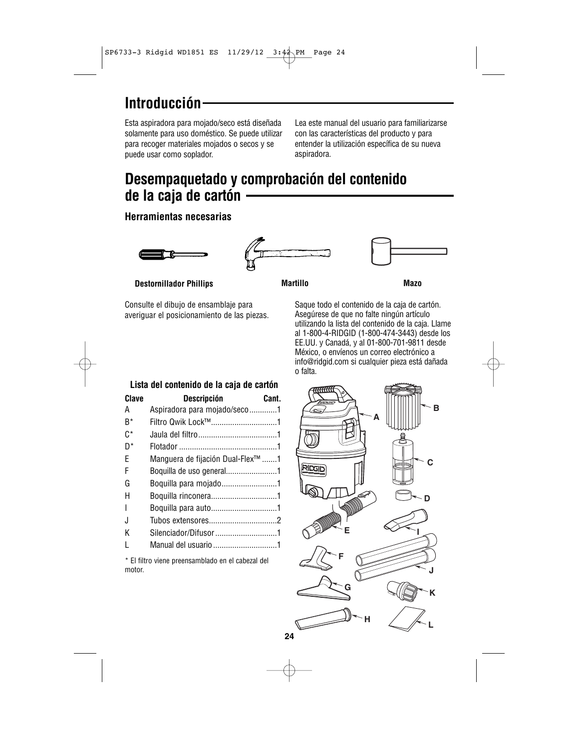# Introducción

Esta aspiradora para mojado/seco está diseñada solamente para uso doméstico. Se puede utilizar para recoger materiales mojados o secos y se puede usar como soplador.

Lea este manual del usuario para familiarizarse con las características del producto y para entender la utilización específica de su nueva aspiradora.

# Desempaquetado y comprobación del contenido de la caja de cartón

### Herramientas necesarias

**Destornillador Phillips** **Martillo** **Mazo**

Consulte el dibujo de ensamblaje para averiguar el posicionamiento de las piezas.

Saque todo el contenido de la caja de cartón. Asegúrese de que no falte ningún artículo utilizando la lista del contenido de la caja. Llame al 1-800-4-RIDGID (1-800-474-3443) desde los EE.UU. y Canadá, y al 01-800-701-9811 desde México, o envíenos un correo electrónico a info@ridgid.com si cualquier pieza está dañada o falta.

### Lista del contenido de la caja de cartón

| Clave | Descripción | Cant. |
|---|---|---|
| A | Aspiradora para mojado/seco | 1 |
| B* | Filtro Qwik Lock™ | 1 |
| C* | Jaula del filtro | 1 |
| D* | Flotador | 1 |
| E | Manguera de fijación Dual-Flex™ | 1 |
| F | Boquilla de uso general | 1 |
| G | Boquilla para mojado | 1 |
| H | Boquilla rinconera | 1 |
| I | Boquilla para auto | 1 |
| J | Tubos extensores | 2 |
| K | Silenciador/Difusor | 1 |
| L | Manual del usuario | 1 |

\* El filtro viene preensamblado en el cabezal del motor.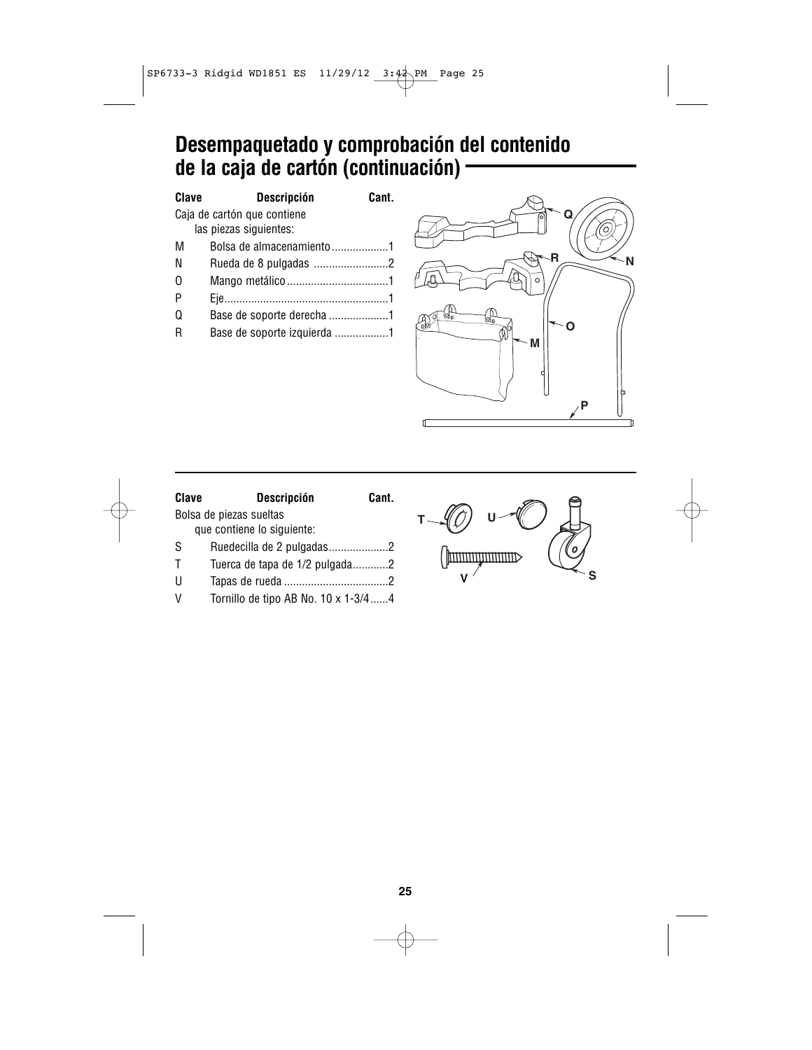# Desempaquetado y comprobación del contenido de la caja de cartón (continuación)

| Clave | Descripción | Cant. |
|---|---|---|
| Caja de cartón que contiene las piezas siguientes: | | |
| M | Bolsa de almacenamiento | 1 |
| N | Rueda de 8 pulgadas | 2 |
| O | Mango metálico | 1 |
| P | Eje | 1 |
| Q | Base de soporte derecha | 1 |
| R | Base de soporte izquierda | 1 |

| Clave | Descripción | Cant. |
|---|---|---|
| Bolsa de piezas sueltas que contiene lo siguiente: | | |
| S | Ruedecilla de 2 pulgadas | 2 |
| T | Tuerca de tapa de 1/2 pulgada | 2 |
| U | Tapas de rueda | 2 |
| V | Tornillo de tipo AB No. 10 x 1-3/4 | 4 |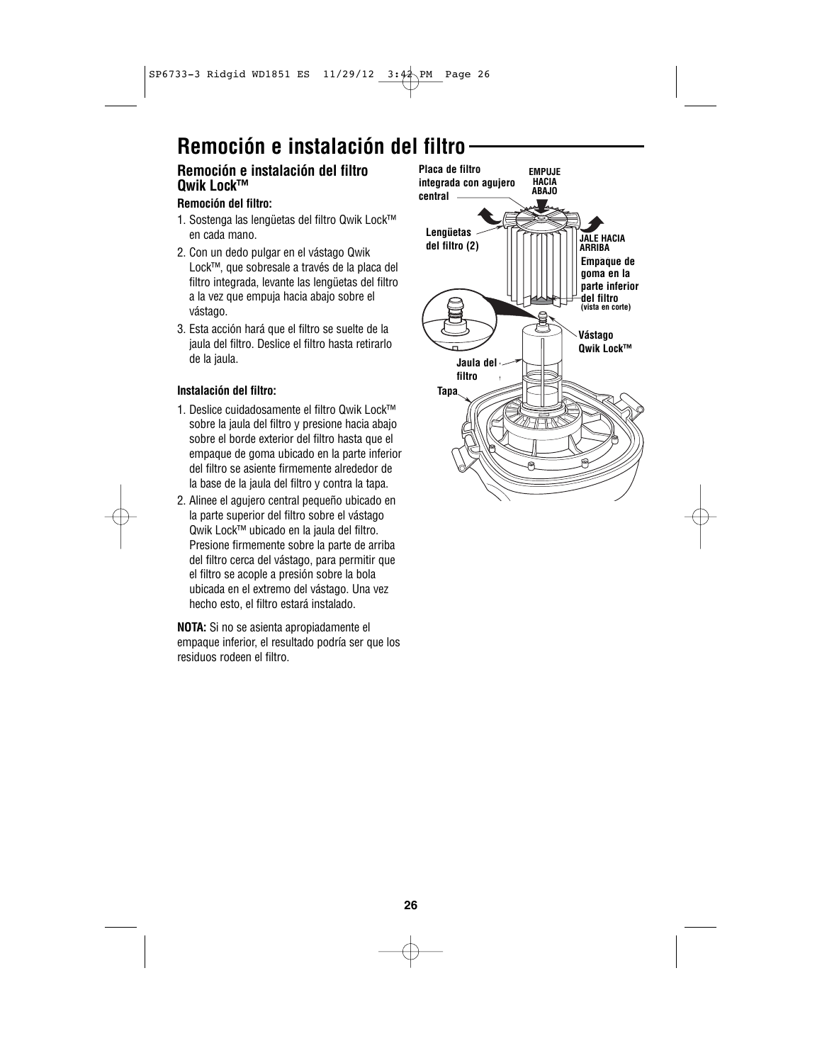# Remoción e instalación del filtro

## Remoción e instalación del filtro Qwik Lock™

**Remoción del filtro:**

1. Sostenga las lengüetas del filtro Qwik Lock™ en cada mano.
2. Con un dedo pulgar en el vástago Qwik Lock™, que sobresale a través de la placa del filtro integrada, levante las lengüetas del filtro a la vez que empuja hacia abajo sobre el vástago.
3. Esta acción hará que el filtro se suelte de la jaula del filtro. Deslice el filtro hasta retirarlo de la jaula.

**Instalación del filtro:**

1. Deslice cuidadosamente el filtro Qwik Lock™ sobre la jaula del filtro y presione hacia abajo sobre el borde exterior del filtro hasta que el empaque de goma ubicado en la parte inferior del filtro se asiente firmemente alrededor de la base de la jaula del filtro y contra la tapa.
2. Alinee el agujero central pequeño ubicado en la parte superior del filtro sobre el vástago Qwik Lock™ ubicado en la jaula del filtro. Presione firmemente sobre la parte de arriba del filtro cerca del vástago, para permitir que el filtro se acople a presión sobre la bola ubicada en el extremo del vástago. Una vez hecho esto, el filtro estará instalado.

**NOTA:** Si no se asienta apropiadamente el empaque inferior, el resultado podría ser que los residuos rodeen el filtro.

Placa de filtro integrada con agujero central

EMPUJE HACIA ABAJO

Lengüetas del filtro (2)

JALE HACIA ARRIBA

Empaque de goma en la parte inferior del filtro (vista en corte)

Vástago Qwik Lock™

Jaula del filtro

Tapa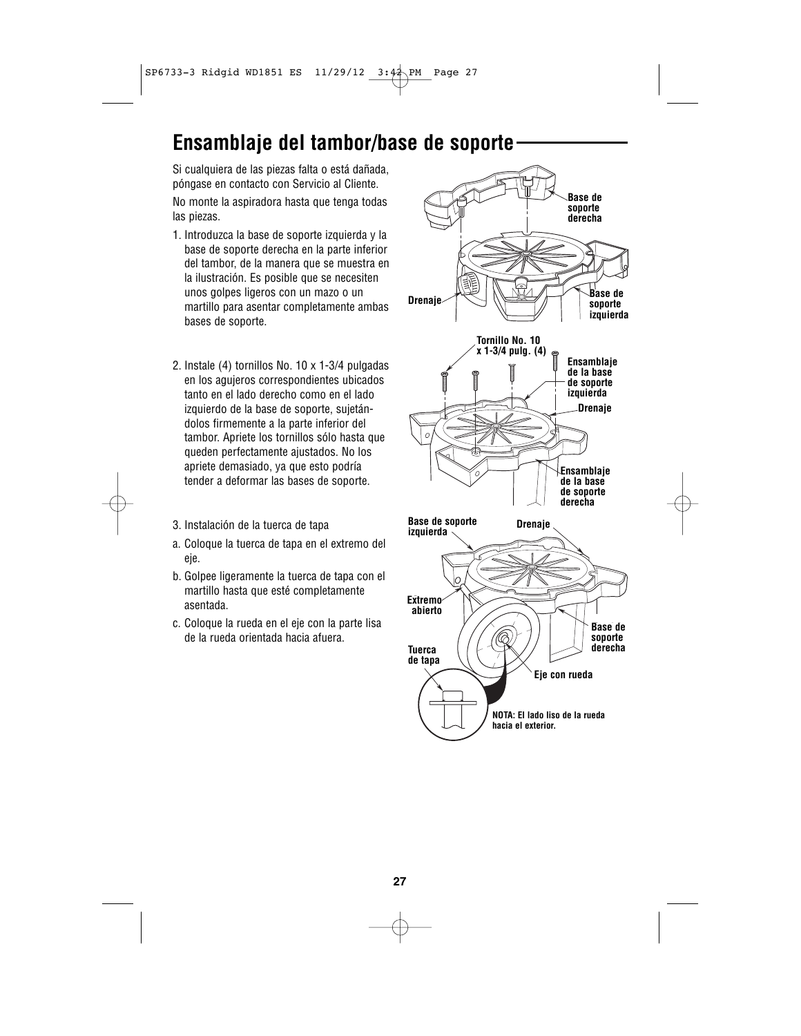# Ensamblaje del tambor/base de soporte

Si cualquiera de las piezas falta o está dañada, póngase en contacto con Servicio al Cliente.

No monte la aspiradora hasta que tenga todas las piezas.

1. Introduzca la base de soporte izquierda y la base de soporte derecha en la parte inferior del tambor, de la manera que se muestra en la ilustración. Es posible que se necesiten unos golpes ligeros con un mazo o un martillo para asentar completamente ambas bases de soporte.

2. Instale (4) tornillos No. 10 x 1-3/4 pulgadas en los agujeros correspondientes ubicados tanto en el lado derecho como en el lado izquierdo de la base de soporte, sujetándolos firmemente a la parte inferior del tambor. Apriete los tornillos sólo hasta que queden perfectamente ajustados. No los apriete demasiado, ya que esto podría tender a deformar las bases de soporte.

3. Instalación de la tuerca de tapa

a. Coloque la tuerca de tapa en el extremo del eje.

b. Golpee ligeramente la tuerca de tapa con el martillo hasta que esté completamente asentada.

c. Coloque la rueda en el eje con la parte lisa de la rueda orientada hacia afuera.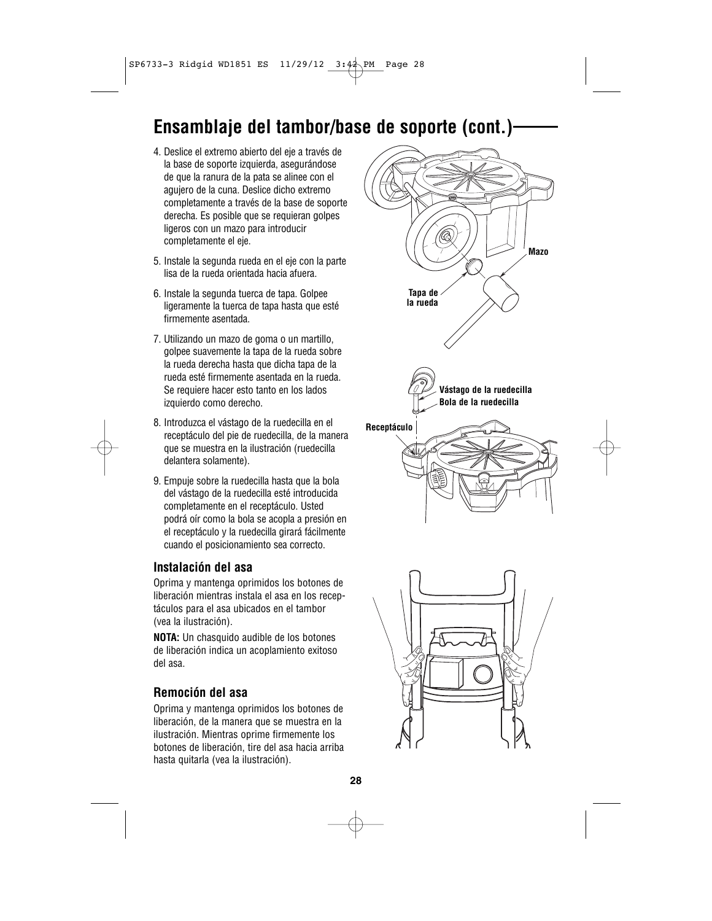# Ensamblaje del tambor/base de soporte (cont.)

4. Deslice el extremo abierto del eje a través de la base de soporte izquierda, asegurándose de que la ranura de la pata se alinee con el agujero de la cuna. Deslice dicho extremo completamente a través de la base de soporte derecha. Es posible que se requieran golpes ligeros con un mazo para introducir completamente el eje.
5. Instale la segunda rueda en el eje con la parte lisa de la rueda orientada hacia afuera.
6. Instale la segunda tuerca de tapa. Golpee ligeramente la tuerca de tapa hasta que esté firmemente asentada.
7. Utilizando un mazo de goma o un martillo, golpee suavemente la tapa de la rueda sobre la rueda derecha hasta que dicha tapa de la rueda esté firmemente asentada en la rueda. Se requiere hacer esto tanto en los lados izquierdo como derecho.
8. Introduzca el vástago de la ruedecilla en el receptáculo del pie de ruedecilla, de la manera que se muestra en la ilustración (ruedecilla delantera solamente).
9. Empuje sobre la ruedecilla hasta que la bola del vástago de la ruedecilla esté introducida completamente en el receptáculo. Usted podrá oír como la bola se acopla a presión en el receptáculo y la ruedecilla girará fácilmente cuando el posicionamiento sea correcto.

Mazo

Tapa de la rueda

Vástago de la ruedecilla

Bola de la ruedecilla

Receptáculo

### Instalación del asa

Oprima y mantenga oprimidos los botones de liberación mientras instala el asa en los receptáculos para el asa ubicados en el tambor (vea la ilustración).

**NOTA:** Un chasquido audible de los botones de liberación indica un acoplamiento exitoso del asa.

### Remoción del asa

Oprima y mantenga oprimidos los botones de liberación, de la manera que se muestra en la ilustración. Mientras oprime firmemente los botones de liberación, tire del asa hacia arriba hasta quitarla (vea la ilustración).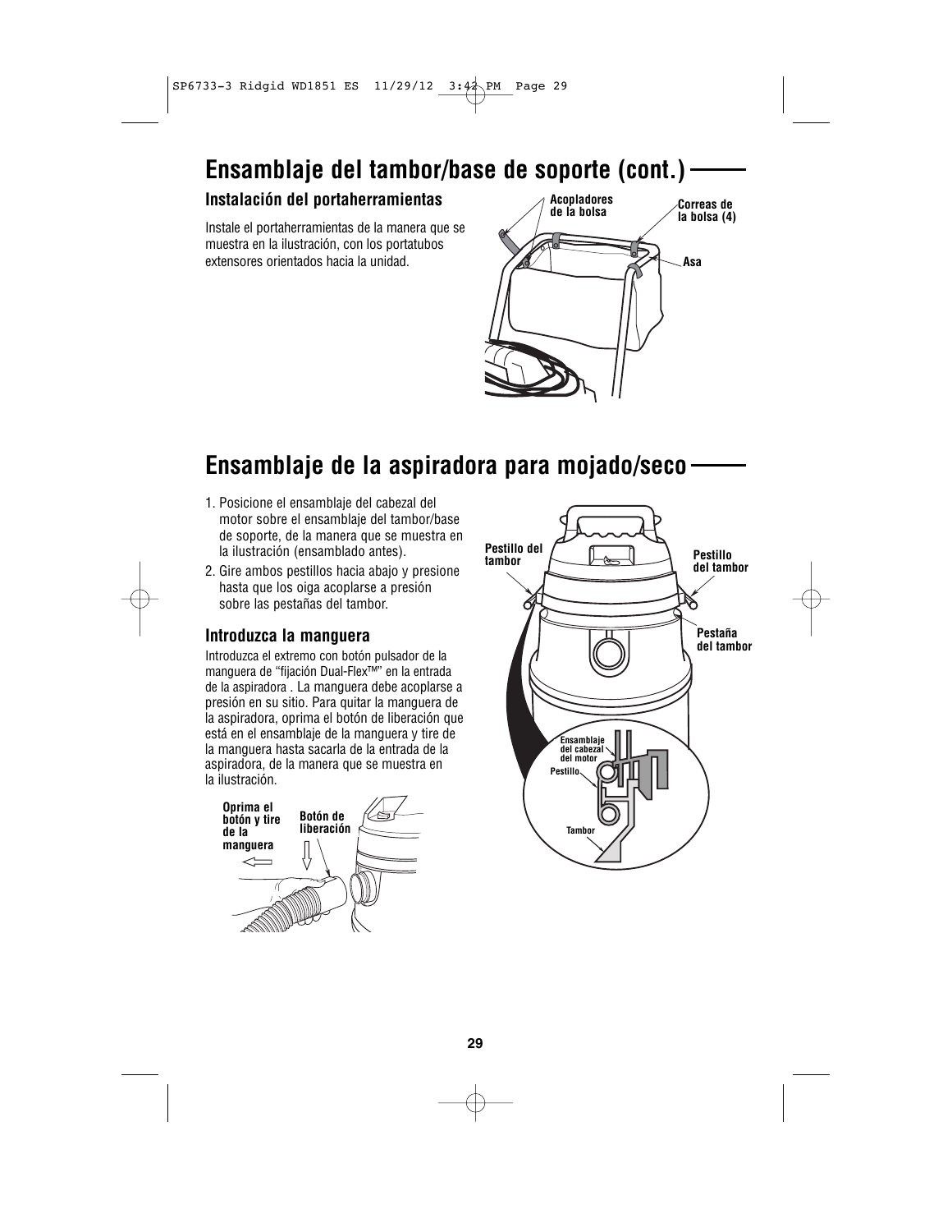## Ensamblaje del tambor/base de soporte (cont.)

### Instalación del portaherramientas

Instale el portaherramientas de la manera que se muestra en la ilustración, con los portatubos extensores orientados hacia la unidad.

Acopladores de la bolsa

Correas de la bolsa (4)

Asa

## Ensamblaje de la aspiradora para mojado/seco

1. Posicione el ensamblaje del cabezal del motor sobre el ensamblaje del tambor/base de soporte, de la manera que se muestra en la ilustración (ensamblado antes).
2. Gire ambos pestillos hacia abajo y presione hasta que los oiga acoplarse a presión sobre las pestañas del tambor.

Pestillo del tambor

Pestillo del tambor

Pestaña del tambor

Ensamblaje del cabezal del motor

Pestillo

Tambor

### Introduzca la manguera

Introduzca el extremo con botón pulsador de la manguera de "fijación Dual-Flex™" en la entrada de la aspiradora . La manguera debe acoplarse a presión en su sitio. Para quitar la manguera de la aspiradora, oprima el botón de liberación que está en el ensamblaje de la manguera y tire de la manguera hasta sacarla de la entrada de la aspiradora, de la manera que se muestra en la ilustración.

Oprima el botón y tire de la manguera

Botón de liberación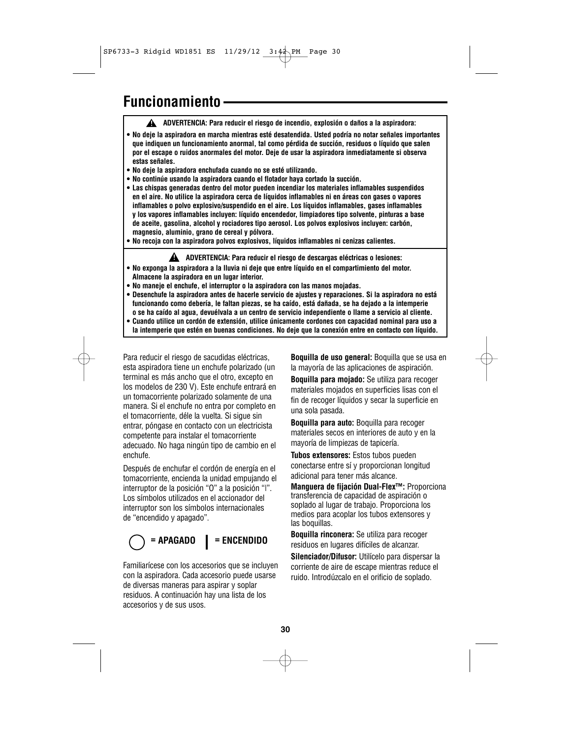# Funcionamiento

**⚠ ADVERTENCIA: Para reducir el riesgo de incendio, explosión o daños a la aspiradora:**

- **No deje la aspiradora en marcha mientras esté desatendida. Usted podría no notar señales importantes que indiquen un funcionamiento anormal, tal como pérdida de succión, residuos o líquido que salen por el escape o ruidos anormales del motor. Deje de usar la aspiradora inmediatamente si observa estas señales.**
- **No deje la aspiradora enchufada cuando no se esté utilizando.**
- **No continúe usando la aspiradora cuando el flotador haya cortado la succión.**
- **Las chispas generadas dentro del motor pueden incendiar los materiales inflamables suspendidos en el aire. No utilice la aspiradora cerca de líquidos inflamables ni en áreas con gases o vapores inflamables o polvo explosivo/suspendido en el aire. Los líquidos inflamables, gases inflamables y los vapores inflamables incluyen: líquido encendedor, limpiadores tipo solvente, pinturas a base de aceite, gasolina, alcohol y rociadores tipo aerosol. Los polvos explosivos incluyen: carbón, magnesio, aluminio, grano de cereal y pólvora.**
- **No recoja con la aspiradora polvos explosivos, líquidos inflamables ni cenizas calientes.**

**⚠ ADVERTENCIA: Para reducir el riesgo de descargas eléctricas o lesiones:**

- **No exponga la aspiradora a la lluvia ni deje que entre líquido en el compartimiento del motor. Almacene la aspiradora en un lugar interior.**
- **No maneje el enchufe, el interruptor o la aspiradora con las manos mojadas.**
- **Desenchufe la aspiradora antes de hacerle servicio de ajustes y reparaciones. Si la aspiradora no está funcionando como debería, le faltan piezas, se ha caído, está dañada, se ha dejado a la intemperie o se ha caído al agua, devuélvala a un centro de servicio independiente o llame a servicio al cliente.**
- **Cuando utilice un cordón de extensión, utilice únicamente cordones con capacidad nominal para uso a la intemperie que estén en buenas condiciones. No deje que la conexión entre en contacto con líquido.**

Para reducir el riesgo de sacudidas eléctricas, esta aspiradora tiene un enchufe polarizado (un terminal es más ancho que el otro, excepto en los modelos de 230 V). Este enchufe entrará en un tomacorriente polarizado solamente de una manera. Si el enchufe no entra por completo en el tomacorriente, déle la vuelta. Si sigue sin entrar, póngase en contacto con un electricista competente para instalar el tomacorriente adecuado. No haga ningún tipo de cambio en el enchufe.

Después de enchufar el cordón de energía en el tomacorriente, encienda la unidad empujando el interruptor de la posición “O” a la posición “I”. Los símbolos utilizados en el accionador del interruptor son los símbolos internacionales de “encendido y apagado”.

**◯ = APAGADO    | = ENCENDIDO**

Familiarícese con los accesorios que se incluyen con la aspiradora. Cada accesorio puede usarse de diversas maneras para aspirar y soplar residuos. A continuación hay una lista de los accesorios y de sus usos.

**Boquilla de uso general:** Boquilla que se usa en la mayoría de las aplicaciones de aspiración.

**Boquilla para mojado:** Se utiliza para recoger materiales mojados en superficies lisas con el fin de recoger líquidos y secar la superficie en una sola pasada.

**Boquilla para auto:** Boquilla para recoger materiales secos en interiores de auto y en la mayoría de limpiezas de tapicería.

**Tubos extensores:** Estos tubos pueden conectarse entre sí y proporcionan longitud adicional para tener más alcance.

**Manguera de fijación Dual-Flex™:** Proporciona transferencia de capacidad de aspiración o soplado al lugar de trabajo. Proporciona los medios para acoplar los tubos extensores y las boquillas.

**Boquilla rinconera:** Se utiliza para recoger residuos en lugares difíciles de alcanzar.

**Silenciador/Difusor:** Utilícelo para dispersar la corriente de aire de escape mientras reduce el ruido. Introdúzcalo en el orificio de soplado.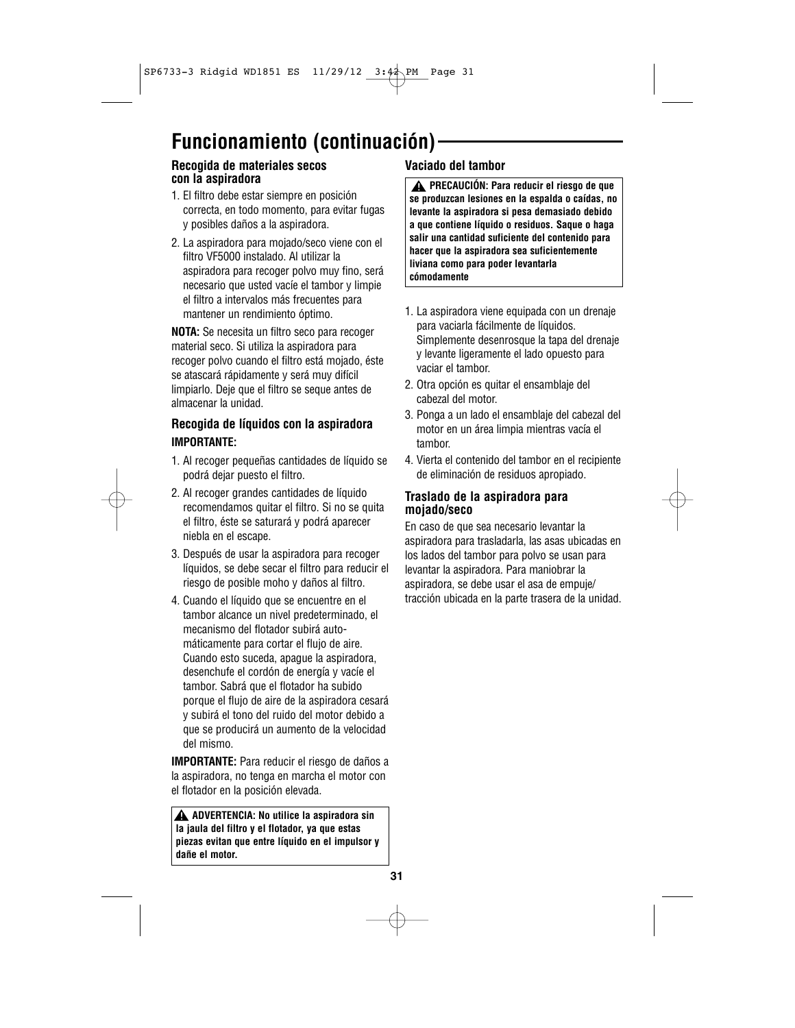# Funcionamiento (continuación)

### Recogida de materiales secos con la aspiradora

1. El filtro debe estar siempre en posición correcta, en todo momento, para evitar fugas y posibles daños a la aspiradora.
2. La aspiradora para mojado/seco viene con el filtro VF5000 instalado. Al utilizar la aspiradora para recoger polvo muy fino, será necesario que usted vacíe el tambor y limpie el filtro a intervalos más frecuentes para mantener un rendimiento óptimo.

**NOTA:** Se necesita un filtro seco para recoger material seco. Si utiliza la aspiradora para recoger polvo cuando el filtro está mojado, éste se atascará rápidamente y será muy difícil limpiarlo. Deje que el filtro se seque antes de almacenar la unidad.

### Recogida de líquidos con la aspiradora

**IMPORTANTE:**

1. Al recoger pequeñas cantidades de líquido se podrá dejar puesto el filtro.
2. Al recoger grandes cantidades de líquido recomendamos quitar el filtro. Si no se quita el filtro, éste se saturará y podrá aparecer niebla en el escape.
3. Después de usar la aspiradora para recoger líquidos, se debe secar el filtro para reducir el riesgo de posible moho y daños al filtro.
4. Cuando el líquido que se encuentre en el tambor alcance un nivel predeterminado, el mecanismo del flotador subirá automáticamente para cortar el flujo de aire. Cuando esto suceda, apague la aspiradora, desenchufe el cordón de energía y vacíe el tambor. Sabrá que el flotador ha subido porque el flujo de aire de la aspiradora cesará y subirá el tono del ruido del motor debido a que se producirá un aumento de la velocidad del mismo.

**IMPORTANTE:** Para reducir el riesgo de daños a la aspiradora, no tenga en marcha el motor con el flotador en la posición elevada.

> **⚠ ADVERTENCIA: No utilice la aspiradora sin la jaula del filtro y el flotador, ya que estas piezas evitan que entre líquido en el impulsor y dañe el motor.**

### Vaciado del tambor

> **⚠ PRECAUCIÓN: Para reducir el riesgo de que se produzcan lesiones en la espalda o caídas, no levante la aspiradora si pesa demasiado debido a que contiene líquido o residuos. Saque o haga salir una cantidad suficiente del contenido para hacer que la aspiradora sea suficientemente liviana como para poder levantarla cómodamente**

1. La aspiradora viene equipada con un drenaje para vaciarla fácilmente de líquidos. Simplemente desenrosque la tapa del drenaje y levante ligeramente el lado opuesto para vaciar el tambor.
2. Otra opción es quitar el ensamblaje del cabezal del motor.
3. Ponga a un lado el ensamblaje del cabezal del motor en un área limpia mientras vacía el tambor.
4. Vierta el contenido del tambor en el recipiente de eliminación de residuos apropiado.

### Traslado de la aspiradora para mojado/seco

En caso de que sea necesario levantar la aspiradora para trasladarla, las asas ubicadas en los lados del tambor para polvo se usan para levantar la aspiradora. Para maniobrar la aspiradora, se debe usar el asa de empuje/tracción ubicada en la parte trasera de la unidad.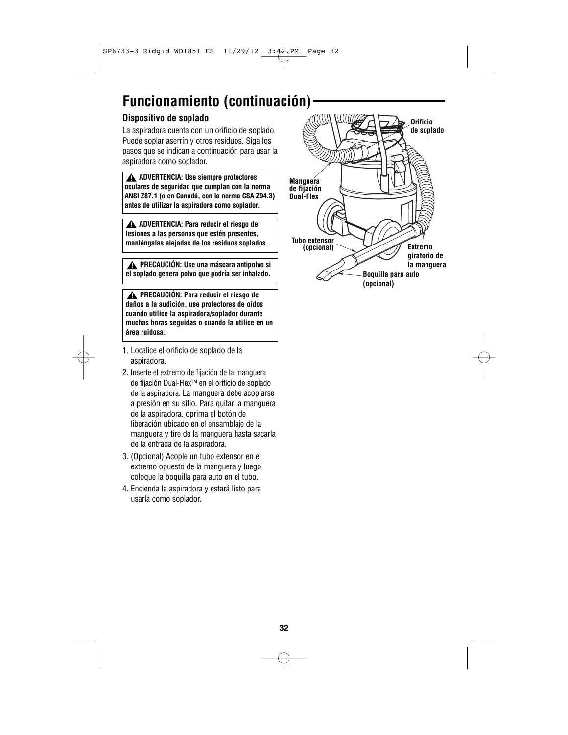## Funcionamiento (continuación)

### Dispositivo de soplado

La aspiradora cuenta con un orificio de soplado. Puede soplar aserrín y otros residuos. Siga los pasos que se indican a continuación para usar la aspiradora como soplador.

> ⚠ **ADVERTENCIA: Use siempre protectores oculares de seguridad que cumplan con la norma ANSI Z87.1 (o en Canadá, con la norma CSA Z94.3) antes de utilizar la aspiradora como soplador.**

> ⚠ **ADVERTENCIA: Para reducir el riesgo de lesiones a las personas que estén presentes, manténgalas alejadas de los residuos soplados.**

> ⚠ **PRECAUCIÓN: Use una máscara antipolvo si el soplado genera polvo que podría ser inhalado.**

> ⚠ **PRECAUCIÓN: Para reducir el riesgo de daños a la audición, use protectores de oídos cuando utilice la aspiradora/soplador durante muchas horas seguidas o cuando la utilice en un área ruidosa.**

1. Localice el orificio de soplado de la aspiradora.
2. Inserte el extremo de fijación de la manguera de fijación Dual-Flex™ en el orificio de soplado de la aspiradora. La manguera debe acoplarse a presión en su sitio. Para quitar la manguera de la aspiradora, oprima el botón de liberación ubicado en el ensamblaje de la manguera y tire de la manguera hasta sacarla de la entrada de la aspiradora.
3. (Opcional) Acople un tubo extensor en el extremo opuesto de la manguera y luego coloque la boquilla para auto en el tubo.
4. Encienda la aspiradora y estará listo para usarla como soplador.

**Orificio de soplado**

**Manguera de fijación Dual-Flex**

**Tubo extensor (opcional)**

**Extremo giratorio de la manguera**

**Boquilla para auto (opcional)**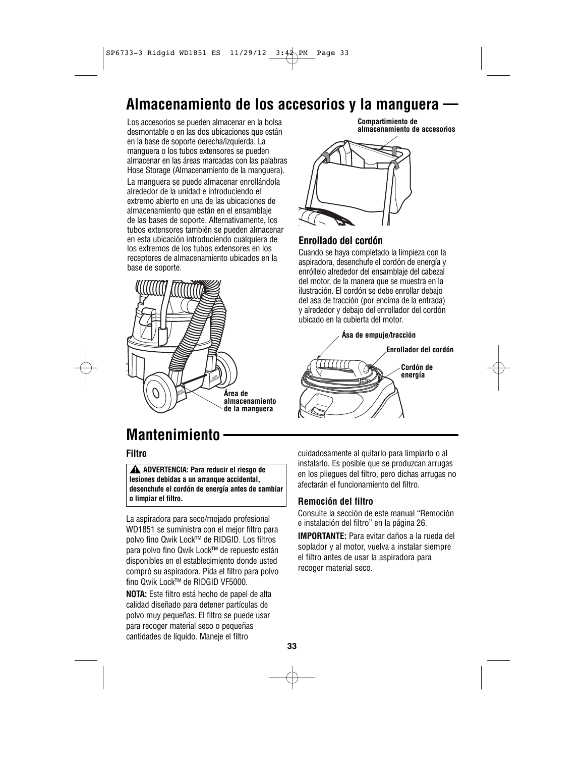## Almacenamiento de los accesorios y la manguera

Los accesorios se pueden almacenar en la bolsa desmontable o en las dos ubicaciones que están en la base de soporte derecha/izquierda. La manguera o los tubos extensores se pueden almacenar en las áreas marcadas con las palabras Hose Storage (Almacenamiento de la manguera).

La manguera se puede almacenar enrollándola alrededor de la unidad e introduciendo el extremo abierto en una de las ubicaciones de almacenamiento que están en el ensamblaje de las bases de soporte. Alternativamente, los tubos extensores también se pueden almacenar en esta ubicación introduciendo cualquiera de los extremos de los tubos extensores en los receptores de almacenamiento ubicados en la base de soporte.

Área de almacenamiento de la manguera

Compartimiento de almacenamiento de accesorios

### Enrollado del cordón

Cuando se haya completado la limpieza con la aspiradora, desenchufe el cordón de energía y enróllelo alrededor del ensamblaje del cabezal del motor, de la manera que se muestra en la ilustración. El cordón se debe enrollar debajo del asa de tracción (por encima de la entrada) y alrededor y debajo del enrollador del cordón ubicado en la cubierta del motor.

Ása de empuje/tracción

Enrollador del cordón

Cordón de energía

## Mantenimiento

### Filtro

**⚠ ADVERTENCIA: Para reducir el riesgo de lesiones debidas a un arranque accidental, desenchufe el cordón de energía antes de cambiar o limpiar el filtro.**

La aspiradora para seco/mojado profesional WD1851 se suministra con el mejor filtro para polvo fino Qwik Lock™ de RIDGID. Los filtros para polvo fino Qwik Lock™ de repuesto están disponibles en el establecimiento donde usted compró su aspiradora. Pida el filtro para polvo fino Qwik Lock™ de RIDGID VF5000.

**NOTA:** Este filtro está hecho de papel de alta calidad diseñado para detener partículas de polvo muy pequeñas. El filtro se puede usar para recoger material seco o pequeñas cantidades de líquido. Maneje el filtro cuidadosamente al quitarlo para limpiarlo o al instalarlo. Es posible que se produzcan arrugas en los pliegues del filtro, pero dichas arrugas no afectarán el funcionamiento del filtro.

### Remoción del filtro

Consulte la sección de este manual “Remoción e instalación del filtro” en la página 26.

**IMPORTANTE:** Para evitar daños a la rueda del soplador y al motor, vuelva a instalar siempre el filtro antes de usar la aspiradora para recoger material seco.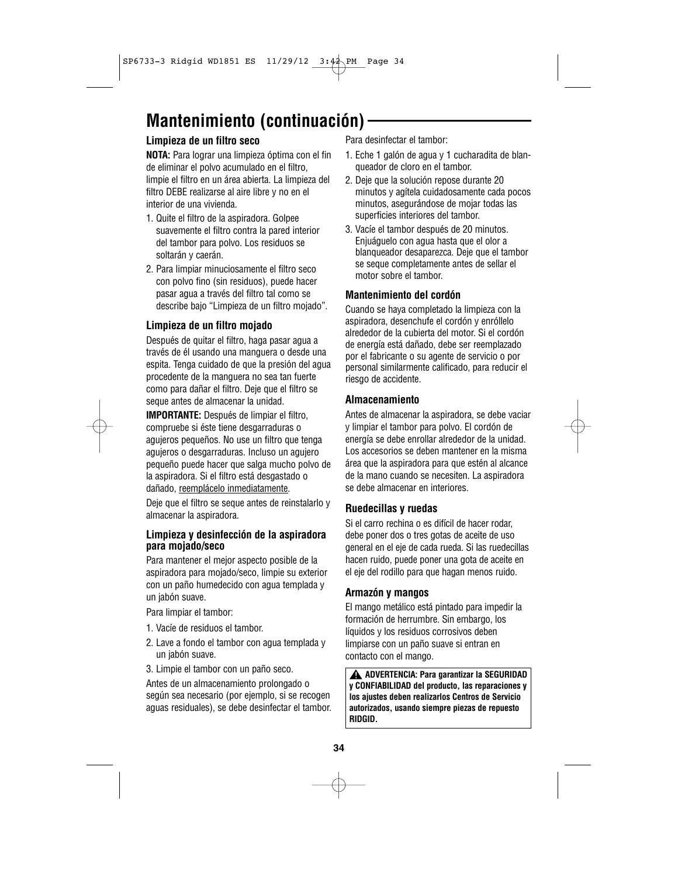# Mantenimiento (continuación)

### Limpieza de un filtro seco

**NOTA:** Para lograr una limpieza óptima con el fin de eliminar el polvo acumulado en el filtro, limpie el filtro en un área abierta. La limpieza del filtro DEBE realizarse al aire libre y no en el interior de una vivienda.

1. Quite el filtro de la aspiradora. Golpee suavemente el filtro contra la pared interior del tambor para polvo. Los residuos se soltarán y caerán.
2. Para limpiar minuciosamente el filtro seco con polvo fino (sin residuos), puede hacer pasar agua a través del filtro tal como se describe bajo “Limpieza de un filtro mojado”.

### Limpieza de un filtro mojado

Después de quitar el filtro, haga pasar agua a través de él usando una manguera o desde una espita. Tenga cuidado de que la presión del agua procedente de la manguera no sea tan fuerte como para dañar el filtro. Deje que el filtro se seque antes de almacenar la unidad.

**IMPORTANTE:** Después de limpiar el filtro, compruebe si éste tiene desgarraduras o agujeros pequeños. No use un filtro que tenga agujeros o desgarraduras. Incluso un agujero pequeño puede hacer que salga mucho polvo de la aspiradora. Si el filtro está desgastado o dañado, <u>reemplácelo inmediatamente</u>.

Deje que el filtro se seque antes de reinstalarlo y almacenar la aspiradora.

### Limpieza y desinfección de la aspiradora para mojado/seco

Para mantener el mejor aspecto posible de la aspiradora para mojado/seco, limpie su exterior con un paño humedecido con agua templada y un jabón suave.

Para limpiar el tambor:

1. Vacíe de residuos el tambor.
2. Lave a fondo el tambor con agua templada y un jabón suave.
3. Limpie el tambor con un paño seco.

Antes de un almacenamiento prolongado o según sea necesario (por ejemplo, si se recogen aguas residuales), se debe desinfectar el tambor.

Para desinfectar el tambor:

1. Eche 1 galón de agua y 1 cucharadita de blanqueador de cloro en el tambor.
2. Deje que la solución repose durante 20 minutos y agítela cuidadosamente cada pocos minutos, asegurándose de mojar todas las superficies interiores del tambor.
3. Vacíe el tambor después de 20 minutos. Enjuáguelo con agua hasta que el olor a blanqueador desaparezca. Deje que el tambor se seque completamente antes de sellar el motor sobre el tambor.

### Mantenimiento del cordón

Cuando se haya completado la limpieza con la aspiradora, desenchufe el cordón y enróllelo alrededor de la cubierta del motor. Si el cordón de energía está dañado, debe ser reemplazado por el fabricante o su agente de servicio o por personal similarmente calificado, para reducir el riesgo de accidente.

### Almacenamiento

Antes de almacenar la aspiradora, se debe vaciar y limpiar el tambor para polvo. El cordón de energía se debe enrollar alrededor de la unidad. Los accesorios se deben mantener en la misma área que la aspiradora para que estén al alcance de la mano cuando se necesiten. La aspiradora se debe almacenar en interiores.

### Ruedecillas y ruedas

Si el carro rechina o es difícil de hacer rodar, debe poner dos o tres gotas de aceite de uso general en el eje de cada rueda. Si las ruedecillas hacen ruido, puede poner una gota de aceite en el eje del rodillo para que hagan menos ruido.

### Armazón y mangos

El mango metálico está pintado para impedir la formación de herrumbre. Sin embargo, los líquidos y los residuos corrosivos deben limpiarse con un paño suave si entran en contacto con el mango.

**⚠ ADVERTENCIA: Para garantizar la SEGURIDAD y CONFIABILIDAD del producto, las reparaciones y los ajustes deben realizarlos Centros de Servicio autorizados, usando siempre piezas de repuesto RIDGID.**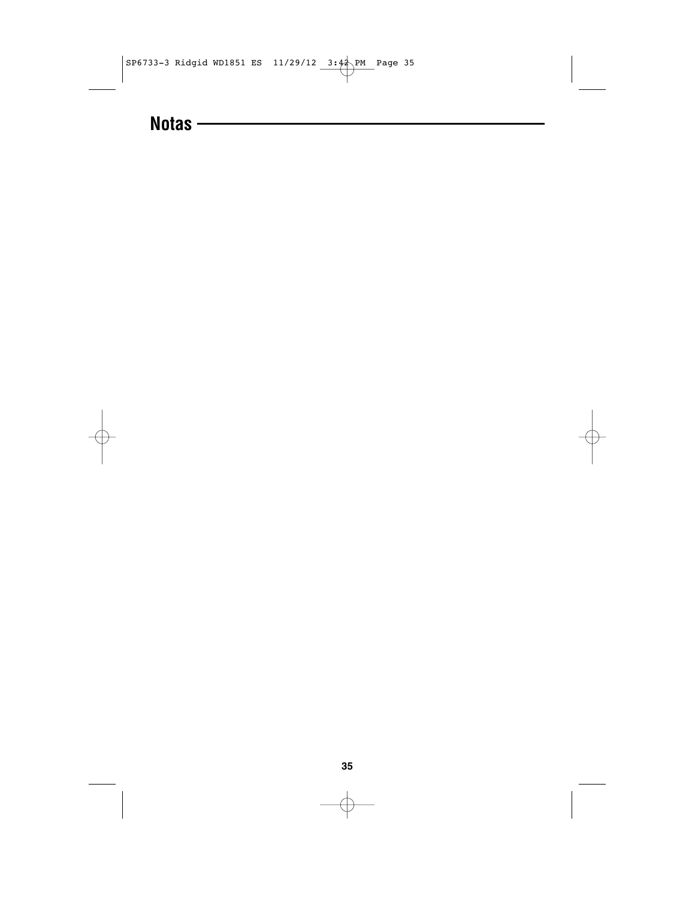## Notas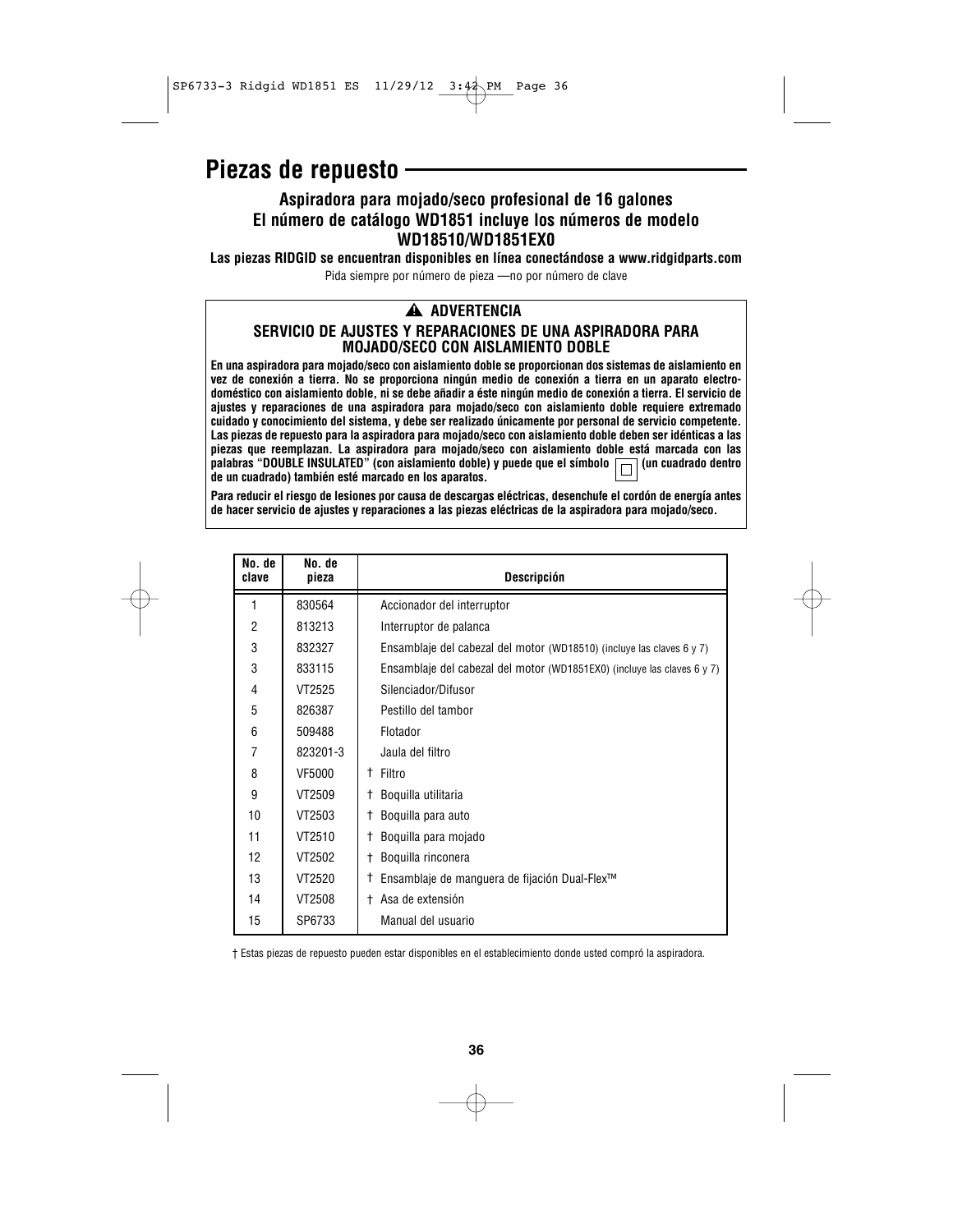# Piezas de repuesto

### Aspiradora para mojado/seco profesional de 16 galones
### El número de catálogo WD1851 incluye los números de modelo WD18510/WD1851EX0

**Las piezas RIDGID se encuentran disponibles en línea conectándose a www.ridgidparts.com**

Pida siempre por número de pieza —no por número de clave

> **⚠ ADVERTENCIA**
>
> **SERVICIO DE AJUSTES Y REPARACIONES DE UNA ASPIRADORA PARA MOJADO/SECO CON AISLAMIENTO DOBLE**
>
> **En una aspiradora para mojado/seco con aislamiento doble se proporcionan dos sistemas de aislamiento en vez de conexión a tierra. No se proporciona ningún medio de conexión a tierra en un aparato electrodoméstico con aislamiento doble, ni se debe añadir a éste ningún medio de conexión a tierra. El servicio de ajustes y reparaciones de una aspiradora para mojado/seco con aislamiento doble requiere extremado cuidado y conocimiento del sistema, y debe ser realizado únicamente por personal de servicio competente. Las piezas de repuesto para la aspiradora para mojado/seco con aislamiento doble deben ser idénticas a las piezas que reemplazan. La aspiradora para mojado/seco con aislamiento doble está marcada con las palabras "DOUBLE INSULATED" (con aislamiento doble) y puede que el símbolo ▢ (un cuadrado dentro de un cuadrado) también esté marcado en los aparatos.**
>
> **Para reducir el riesgo de lesiones por causa de descargas eléctricas, desenchufe el cordón de energía antes de hacer servicio de ajustes y reparaciones a las piezas eléctricas de la aspiradora para mojado/seco.**

| No. de clave | No. de pieza | Descripción |
|---|---|---|
| 1 | 830564 | Accionador del interruptor |
| 2 | 813213 | Interruptor de palanca |
| 3 | 832327 | Ensamblaje del cabezal del motor (WD18510) (incluye las claves 6 y 7) |
| 3 | 833115 | Ensamblaje del cabezal del motor (WD1851EX0) (incluye las claves 6 y 7) |
| 4 | VT2525 | Silenciador/Difusor |
| 5 | 826387 | Pestillo del tambor |
| 6 | 509488 | Flotador |
| 7 | 823201-3 | Jaula del filtro |
| 8 | VF5000 | † Filtro |
| 9 | VT2509 | † Boquilla utilitaria |
| 10 | VT2503 | † Boquilla para auto |
| 11 | VT2510 | † Boquilla para mojado |
| 12 | VT2502 | † Boquilla rinconera |
| 13 | VT2520 | † Ensamblaje de manguera de fijación Dual-Flex™ |
| 14 | VT2508 | † Asa de extensión |
| 15 | SP6733 | Manual del usuario |

† Estas piezas de repuesto pueden estar disponibles en el establecimiento donde usted compró la aspiradora.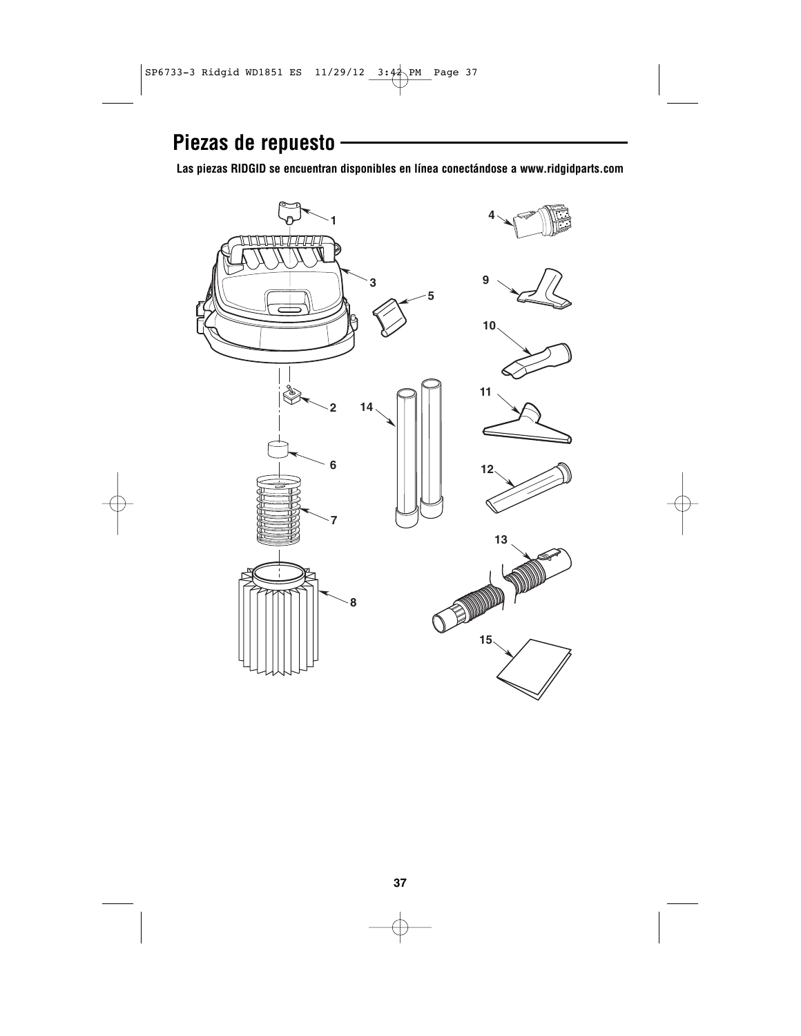## Piezas de repuesto

**Las piezas RIDGID se encuentran disponibles en línea conectándose a www.ridgidparts.com**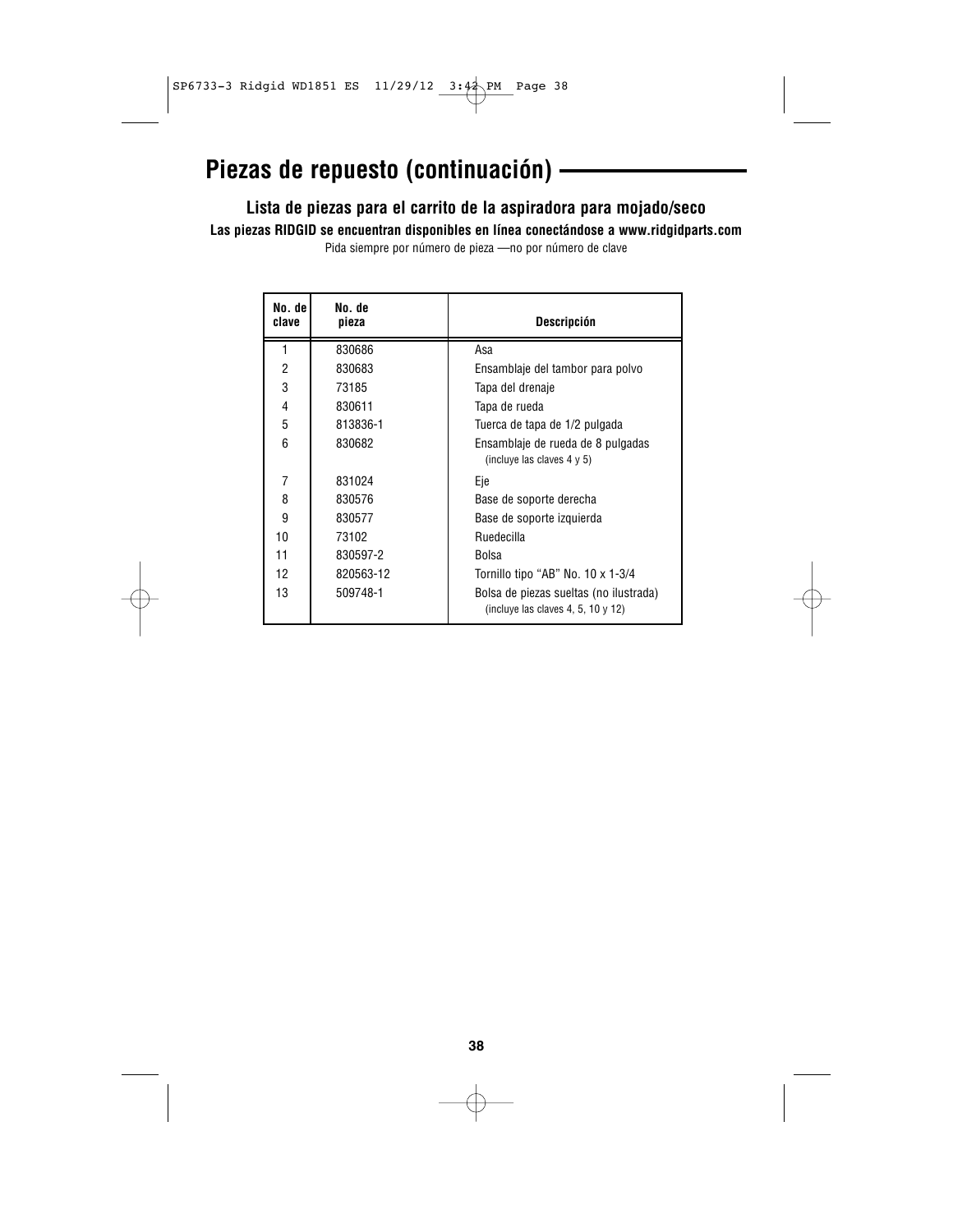# Piezas de repuesto (continuación)

### Lista de piezas para el carrito de la aspiradora para mojado/seco

**Las piezas RIDGID se encuentran disponibles en línea conectándose a www.ridgidparts.com**

Pida siempre por número de pieza —no por número de clave

| No. de clave | No. de pieza | Descripción |
|---|---|---|
| 1 | 830686 | Asa |
| 2 | 830683 | Ensamblaje del tambor para polvo |
| 3 | 73185 | Tapa del drenaje |
| 4 | 830611 | Tapa de rueda |
| 5 | 813836-1 | Tuerca de tapa de 1/2 pulgada |
| 6 | 830682 | Ensamblaje de rueda de 8 pulgadas (incluye las claves 4 y 5) |
| 7 | 831024 | Eje |
| 8 | 830576 | Base de soporte derecha |
| 9 | 830577 | Base de soporte izquierda |
| 10 | 73102 | Ruedecilla |
| 11 | 830597-2 | Bolsa |
| 12 | 820563-12 | Tornillo tipo "AB" No. 10 x 1-3/4 |
| 13 | 509748-1 | Bolsa de piezas sueltas (no ilustrada) (incluye las claves 4, 5, 10 y 12) |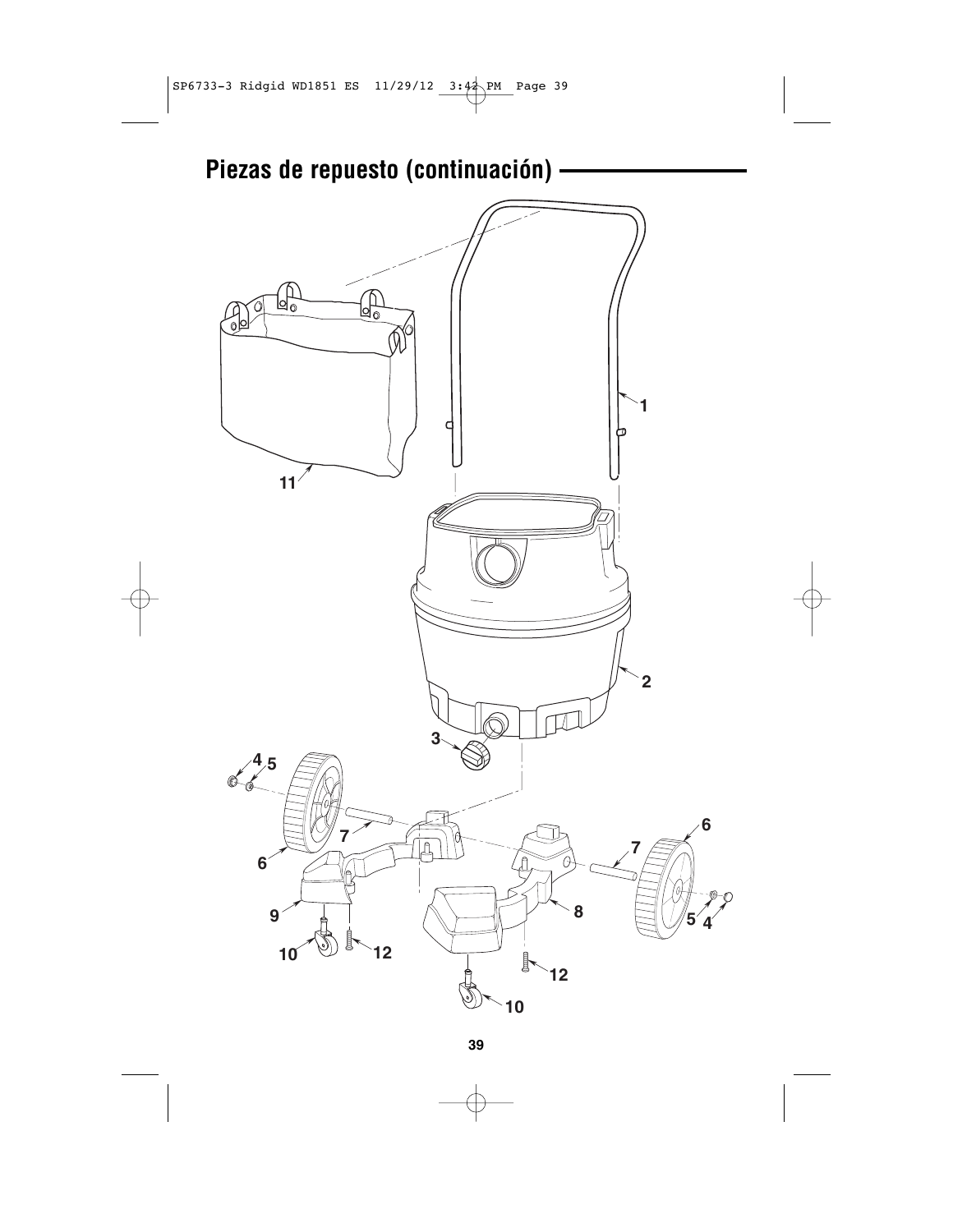## Piezas de repuesto (continuación)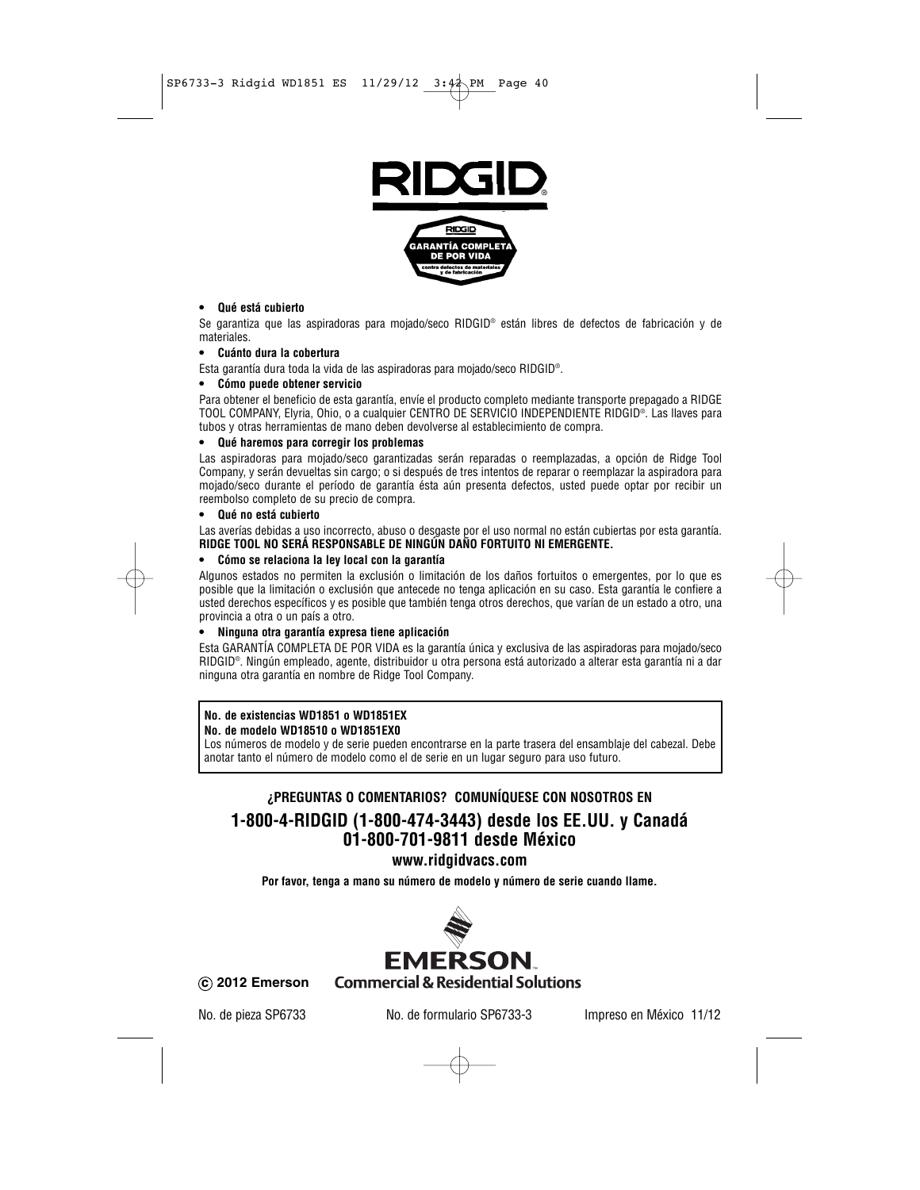RIDGID

RIDGID
GARANTÍA COMPLETA
DE POR VIDA
contra defectos de materiales y de fabricación

- **Qué está cubierto**

Se garantiza que las aspiradoras para mojado/seco RIDGID® están libres de defectos de fabricación y de materiales.

- **Cuánto dura la cobertura**

Esta garantía dura toda la vida de las aspiradoras para mojado/seco RIDGID®.

- **Cómo puede obtener servicio**

Para obtener el beneficio de esta garantía, envíe el producto completo mediante transporte prepagado a RIDGE TOOL COMPANY, Elyria, Ohio, o a cualquier CENTRO DE SERVICIO INDEPENDIENTE RIDGID®. Las llaves para tubos y otras herramientas de mano deben devolverse al establecimiento de compra.

- **Qué haremos para corregir los problemas**

Las aspiradoras para mojado/seco garantizadas serán reparadas o reemplazadas, a opción de Ridge Tool Company, y serán devueltas sin cargo; o si después de tres intentos de reparar o reemplazar la aspiradora para mojado/seco durante el período de garantía ésta aún presenta defectos, usted puede optar por recibir un reembolso completo de su precio de compra.

- **Qué no está cubierto**

Las averías debidas a uso incorrecto, abuso o desgaste por el uso normal no están cubiertas por esta garantía.
**RIDGE TOOL NO SERÁ RESPONSABLE DE NINGÚN DAÑO FORTUITO NI EMERGENTE.**

- **Cómo se relaciona la ley local con la garantía**

Algunos estados no permiten la exclusión o limitación de los daños fortuitos o emergentes, por lo que es posible que la limitación o exclusión que antecede no tenga aplicación en su caso. Esta garantía le confiere a usted derechos específicos y es posible que también tenga otros derechos, que varían de un estado a otro, una provincia a otra o un país a otro.

- **Ninguna otra garantía expresa tiene aplicación**

Esta GARANTÍA COMPLETA DE POR VIDA es la garantía única y exclusiva de las aspiradoras para mojado/seco RIDGID®. Ningún empleado, agente, distribuidor u otra persona está autorizado a alterar esta garantía ni a dar ninguna otra garantía en nombre de Ridge Tool Company.

**No. de existencias WD1851 o WD1851EX**
**No. de modelo WD18510 o WD1851EX0**
Los números de modelo y de serie pueden encontrarse en la parte trasera del ensamblaje del cabezal. Debe anotar tanto el número de modelo como el de serie en un lugar seguro para uso futuro.

**¿PREGUNTAS O COMENTARIOS? COMUNÍQUESE CON NOSOTROS EN**

## 1-800-4-RIDGID (1-800-474-3443) desde los EE.UU. y Canadá
## 01-800-701-9811 desde México

**www.ridgidvacs.com**

**Por favor, tenga a mano su número de modelo y número de serie cuando llame.**

EMERSON
Commercial & Residential Solutions

© 2012 Emerson

No. de pieza SP6733 — No. de formulario SP6733-3 — Impreso en México 11/12